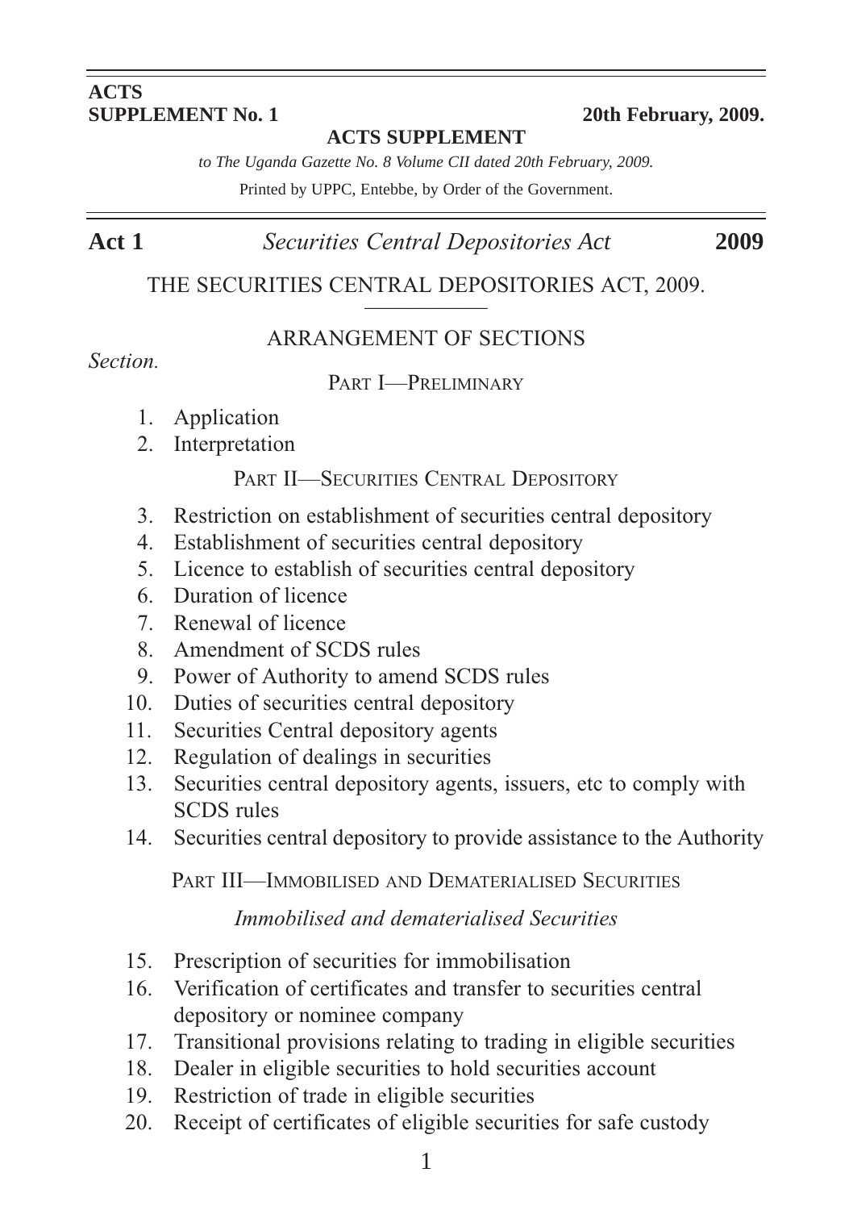**ACTS**
**SUPPLEMENT No. 1** **20th February, 2009.**

**ACTS SUPPLEMENT**

*to The Uganda Gazette No. 8 Volume CII dated 20th February, 2009.*

Printed by UPPC, Entebbe, by Order of the Government.

**Act 1** *Securities Central Depositories Act* **2009**

# THE SECURITIES CENTRAL DEPOSITORIES ACT, 2009.

## ARRANGEMENT OF SECTIONS

*Section.*

### PART I—PRELIMINARY

1. Application
2. Interpretation

### PART II—SECURITIES CENTRAL DEPOSITORY

3. Restriction on establishment of securities central depository
4. Establishment of securities central depository
5. Licence to establish of securities central depository
6. Duration of licence
7. Renewal of licence
8. Amendment of SCDS rules
9. Power of Authority to amend SCDS rules
10. Duties of securities central depository
11. Securities Central depository agents
12. Regulation of dealings in securities
13. Securities central depository agents, issuers, etc to comply with SCDS rules
14. Securities central depository to provide assistance to the Authority

### PART III—IMMOBILISED AND DEMATERIALISED SECURITIES

*Immobilised and dematerialised Securities*

15. Prescription of securities for immobilisation
16. Verification of certificates and transfer to securities central depository or nominee company
17. Transitional provisions relating to trading in eligible securities
18. Dealer in eligible securities to hold securities account
19. Restriction of trade in eligible securities
20. Receipt of certificates of eligible securities for safe custody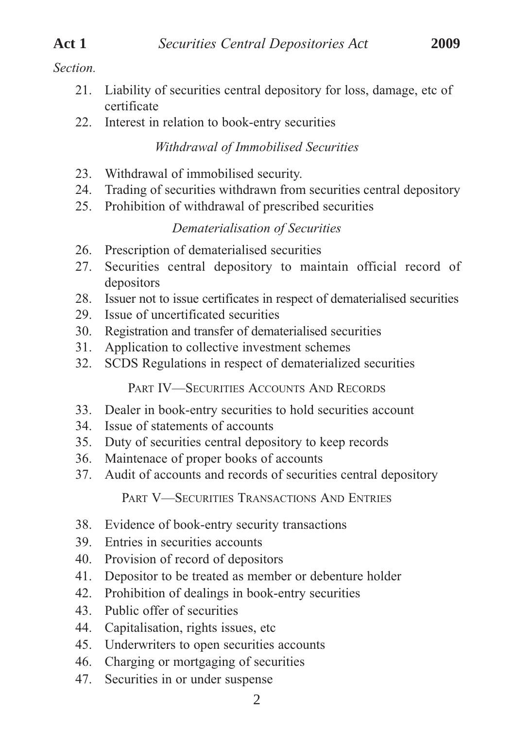*Section.*

21. Liability of securities central depository for loss, damage, etc of certificate
22. Interest in relation to book-entry securities

*Withdrawal of Immobilised Securities*

23. Withdrawal of immobilised security.
24. Trading of securities withdrawn from securities central depository
25. Prohibition of withdrawal of prescribed securities

*Dematerialisation of Securities*

26. Prescription of dematerialised securities
27. Securities central depository to maintain official record of depositors
28. Issuer not to issue certificates in respect of dematerialised securities
29. Issue of uncertificated securities
30. Registration and transfer of dematerialised securities
31. Application to collective investment schemes
32. SCDS Regulations in respect of dematerialized securities

PART IV—SECURITIES ACCOUNTS AND RECORDS

33. Dealer in book-entry securities to hold securities account
34. Issue of statements of accounts
35. Duty of securities central depository to keep records
36. Maintenace of proper books of accounts
37. Audit of accounts and records of securities central depository

PART V—SECURITIES TRANSACTIONS AND ENTRIES

38. Evidence of book-entry security transactions
39. Entries in securities accounts
40. Provision of record of depositors
41. Depositor to be treated as member or debenture holder
42. Prohibition of dealings in book-entry securities
43. Public offer of securities
44. Capitalisation, rights issues, etc
45. Underwriters to open securities accounts
46. Charging or mortgaging of securities
47. Securities in or under suspense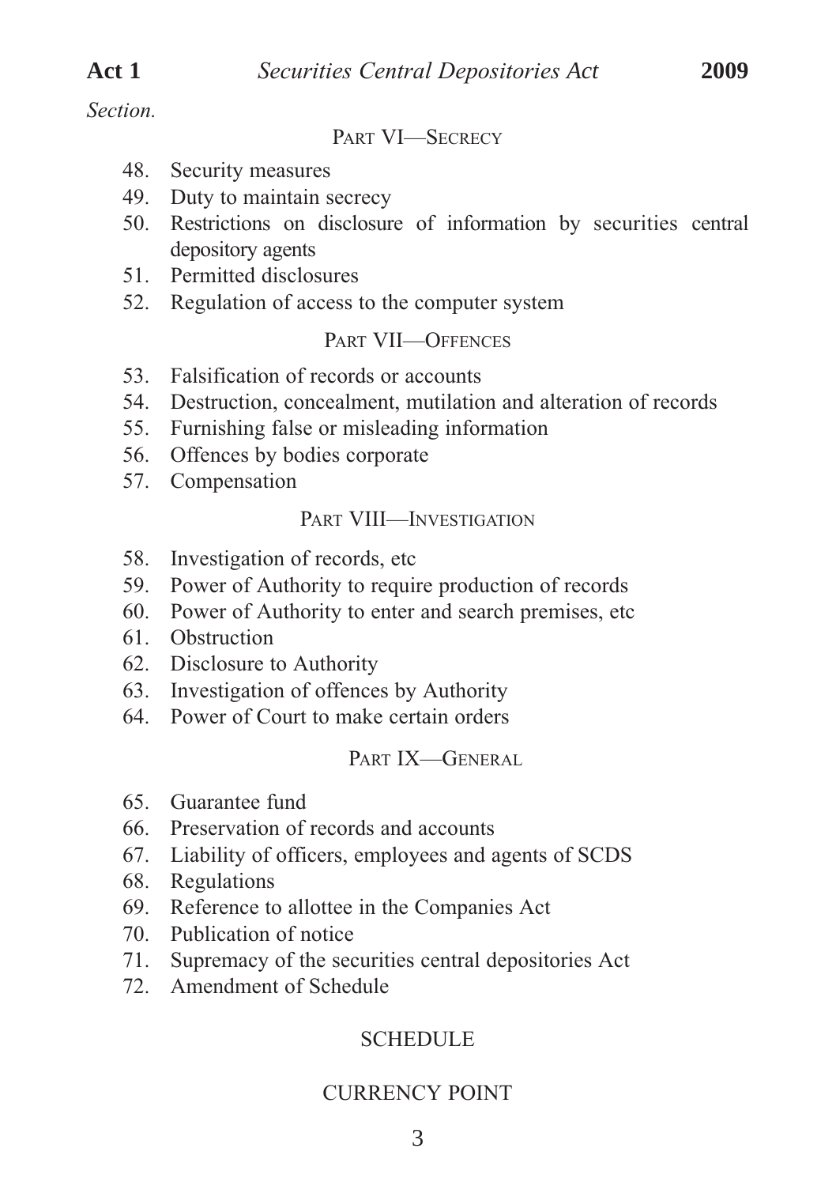*Section.*

## PART VI—SECRECY

48. Security measures
49. Duty to maintain secrecy
50. Restrictions on disclosure of information by securities central depository agents
51. Permitted disclosures
52. Regulation of access to the computer system

## PART VII—OFFENCES

53. Falsification of records or accounts
54. Destruction, concealment, mutilation and alteration of records
55. Furnishing false or misleading information
56. Offences by bodies corporate
57. Compensation

## PART VIII—INVESTIGATION

58. Investigation of records, etc
59. Power of Authority to require production of records
60. Power of Authority to enter and search premises, etc
61. Obstruction
62. Disclosure to Authority
63. Investigation of offences by Authority
64. Power of Court to make certain orders

## PART IX—GENERAL

65. Guarantee fund
66. Preservation of records and accounts
67. Liability of officers, employees and agents of SCDS
68. Regulations
69. Reference to allottee in the Companies Act
70. Publication of notice
71. Supremacy of the securities central depositories Act
72. Amendment of Schedule

## SCHEDULE

## CURRENCY POINT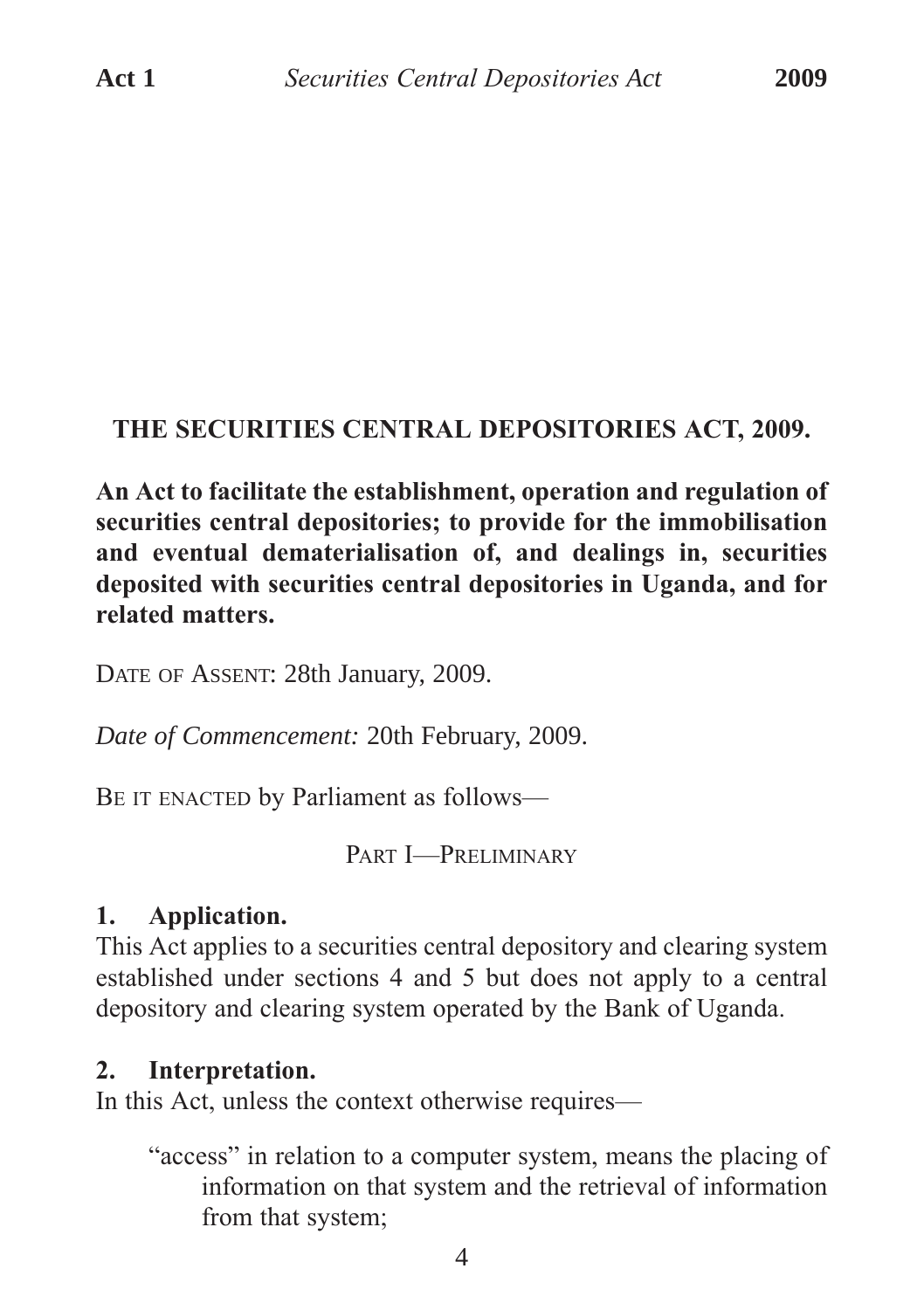# THE SECURITIES CENTRAL DEPOSITORIES ACT, 2009.

**An Act to facilitate the establishment, operation and regulation of securities central depositories; to provide for the immobilisation and eventual dematerialisation of, and dealings in, securities deposited with securities central depositories in Uganda, and for related matters.**

DATE OF ASSENT: 28th January, 2009.

*Date of Commencement:* 20th February, 2009.

BE IT ENACTED by Parliament as follows—

## PART I—PRELIMINARY

### 1. Application.

This Act applies to a securities central depository and clearing system established under sections 4 and 5 but does not apply to a central depository and clearing system operated by the Bank of Uganda.

### 2. Interpretation.

In this Act, unless the context otherwise requires—

"access" in relation to a computer system, means the placing of information on that system and the retrieval of information from that system;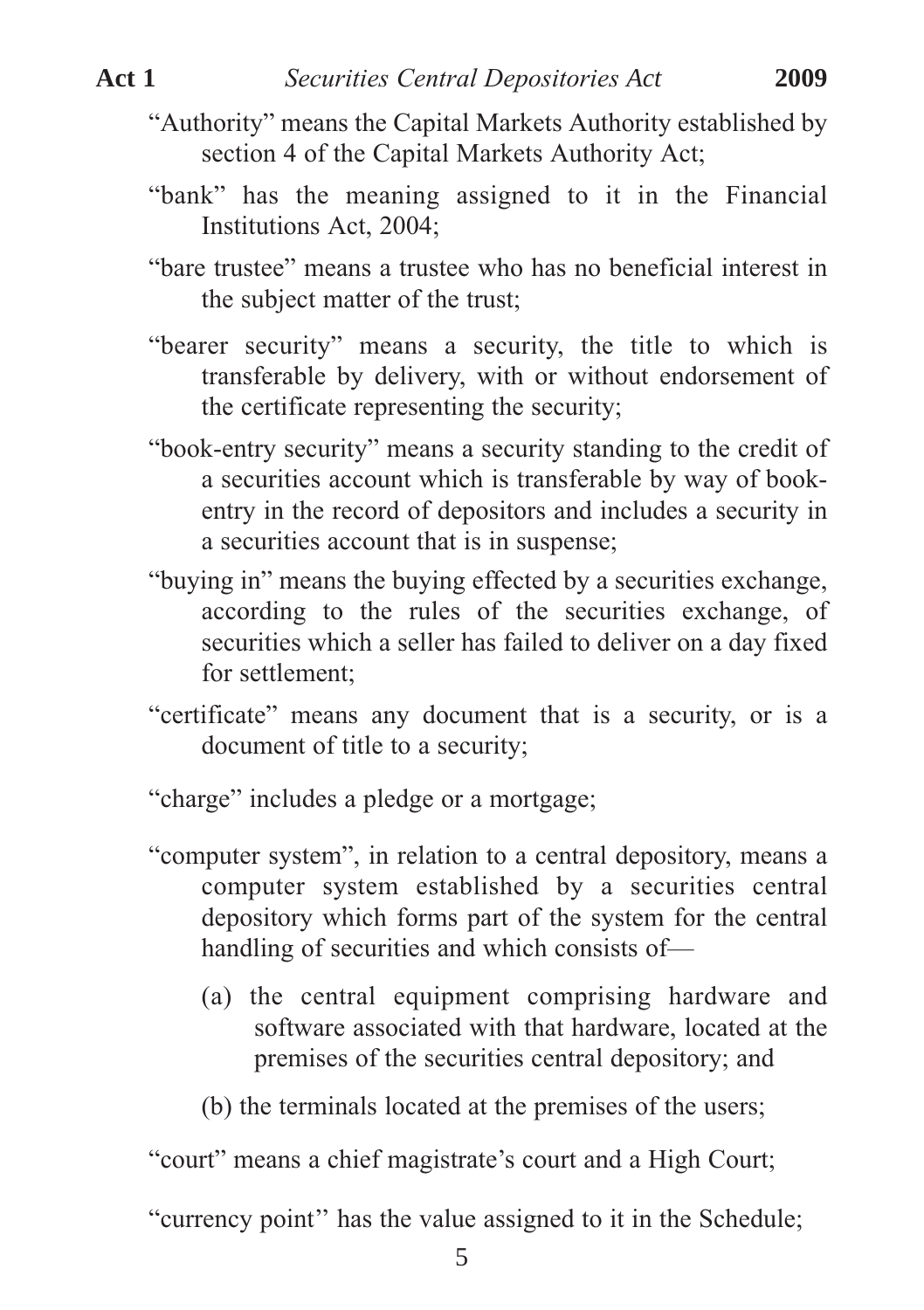"Authority" means the Capital Markets Authority established by section 4 of the Capital Markets Authority Act;

"bank" has the meaning assigned to it in the Financial Institutions Act, 2004;

"bare trustee" means a trustee who has no beneficial interest in the subject matter of the trust;

"bearer security" means a security, the title to which is transferable by delivery, with or without endorsement of the certificate representing the security;

"book-entry security" means a security standing to the credit of a securities account which is transferable by way of book-entry in the record of depositors and includes a security in a securities account that is in suspense;

"buying in" means the buying effected by a securities exchange, according to the rules of the securities exchange, of securities which a seller has failed to deliver on a day fixed for settlement;

"certificate" means any document that is a security, or is a document of title to a security;

"charge" includes a pledge or a mortgage;

"computer system", in relation to a central depository, means a computer system established by a securities central depository which forms part of the system for the central handling of securities and which consists of—

(a) the central equipment comprising hardware and software associated with that hardware, located at the premises of the securities central depository; and

(b) the terminals located at the premises of the users;

"court" means a chief magistrate's court and a High Court;

"currency point" has the value assigned to it in the Schedule;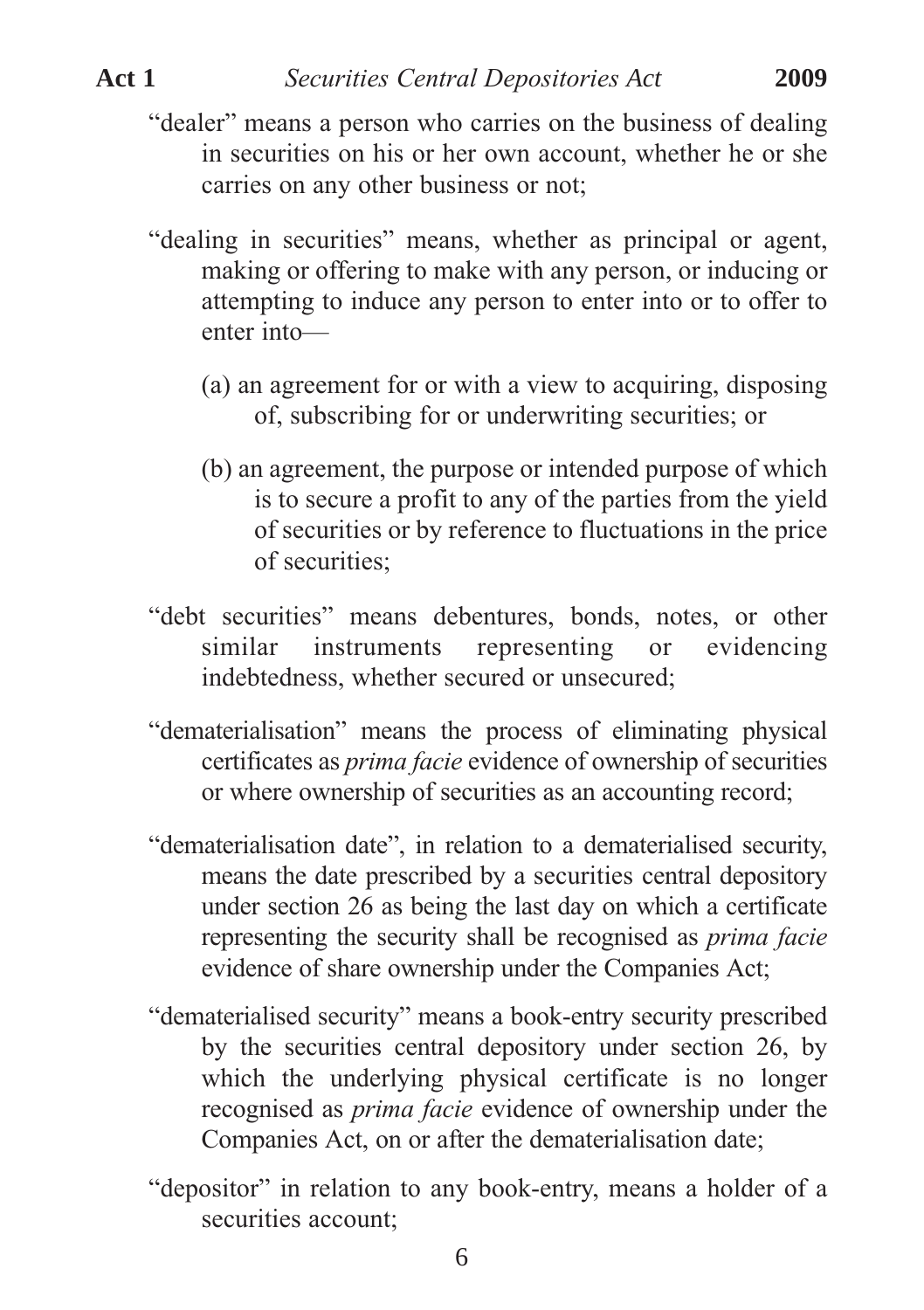"dealer" means a person who carries on the business of dealing in securities on his or her own account, whether he or she carries on any other business or not;

"dealing in securities" means, whether as principal or agent, making or offering to make with any person, or inducing or attempting to induce any person to enter into or to offer to enter into—

(a) an agreement for or with a view to acquiring, disposing of, subscribing for or underwriting securities; or

(b) an agreement, the purpose or intended purpose of which is to secure a profit to any of the parties from the yield of securities or by reference to fluctuations in the price of securities;

"debt securities" means debentures, bonds, notes, or other similar instruments representing or evidencing indebtedness, whether secured or unsecured;

"dematerialisation" means the process of eliminating physical certificates as *prima facie* evidence of ownership of securities or where ownership of securities as an accounting record;

"dematerialisation date", in relation to a dematerialised security, means the date prescribed by a securities central depository under section 26 as being the last day on which a certificate representing the security shall be recognised as *prima facie* evidence of share ownership under the Companies Act;

"dematerialised security" means a book-entry security prescribed by the securities central depository under section 26, by which the underlying physical certificate is no longer recognised as *prima facie* evidence of ownership under the Companies Act, on or after the dematerialisation date;

"depositor" in relation to any book-entry, means a holder of a securities account;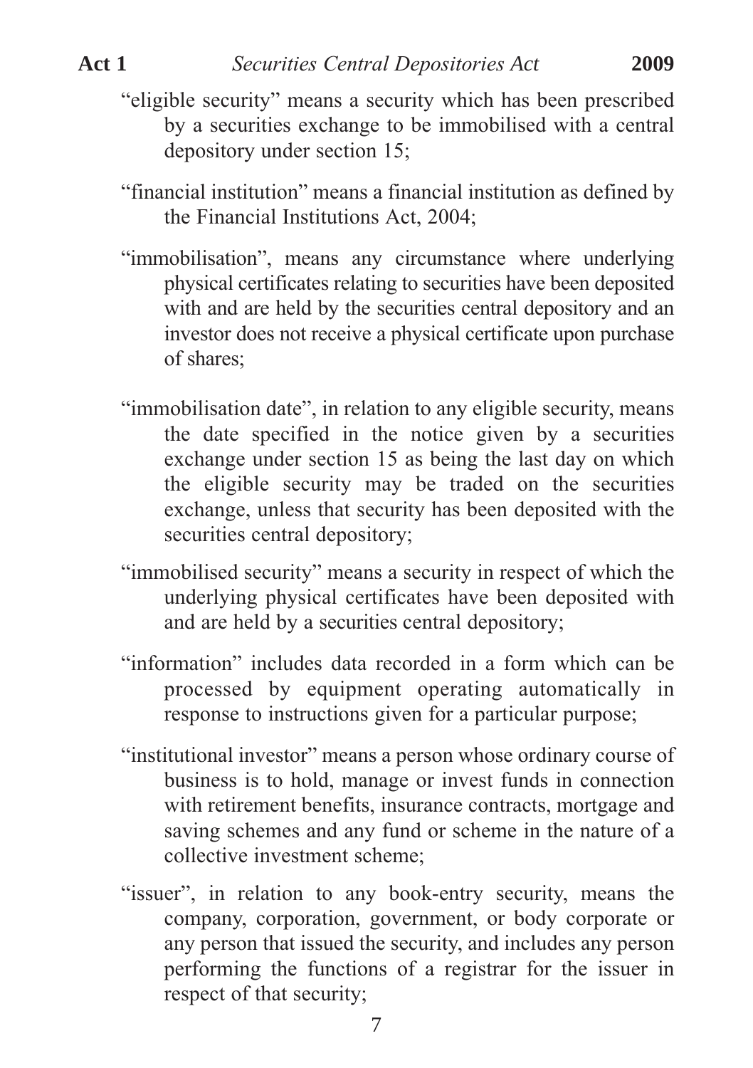"eligible security" means a security which has been prescribed by a securities exchange to be immobilised with a central depository under section 15;

"financial institution" means a financial institution as defined by the Financial Institutions Act, 2004;

"immobilisation", means any circumstance where underlying physical certificates relating to securities have been deposited with and are held by the securities central depository and an investor does not receive a physical certificate upon purchase of shares;

"immobilisation date", in relation to any eligible security, means the date specified in the notice given by a securities exchange under section 15 as being the last day on which the eligible security may be traded on the securities exchange, unless that security has been deposited with the securities central depository;

"immobilised security" means a security in respect of which the underlying physical certificates have been deposited with and are held by a securities central depository;

"information" includes data recorded in a form which can be processed by equipment operating automatically in response to instructions given for a particular purpose;

"institutional investor" means a person whose ordinary course of business is to hold, manage or invest funds in connection with retirement benefits, insurance contracts, mortgage and saving schemes and any fund or scheme in the nature of a collective investment scheme;

"issuer", in relation to any book-entry security, means the company, corporation, government, or body corporate or any person that issued the security, and includes any person performing the functions of a registrar for the issuer in respect of that security;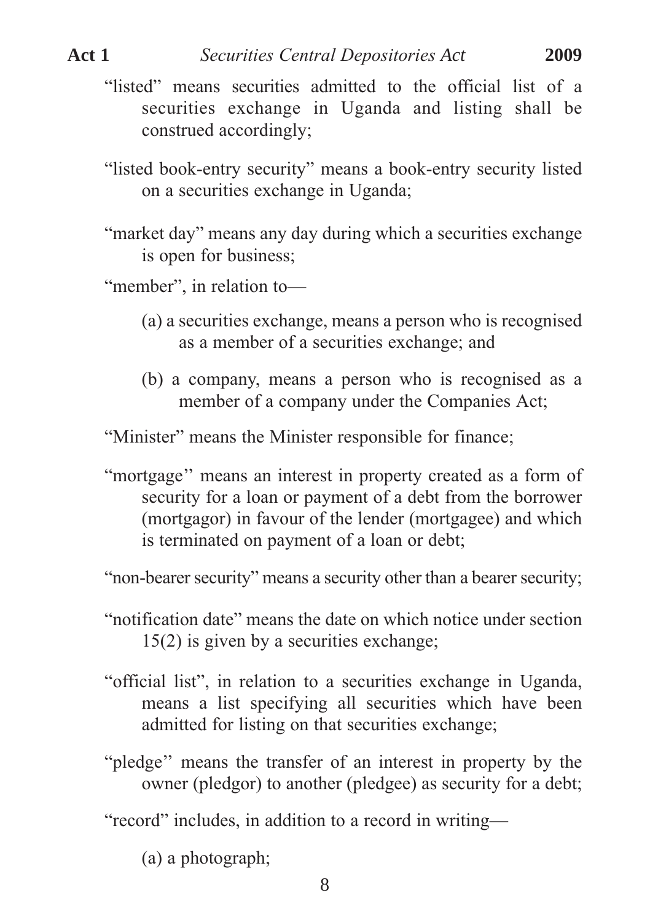"listed" means securities admitted to the official list of a securities exchange in Uganda and listing shall be construed accordingly;

"listed book-entry security" means a book-entry security listed on a securities exchange in Uganda;

"market day" means any day during which a securities exchange is open for business;

"member", in relation to—

(a) a securities exchange, means a person who is recognised as a member of a securities exchange; and

(b) a company, means a person who is recognised as a member of a company under the Companies Act;

"Minister" means the Minister responsible for finance;

"mortgage'' means an interest in property created as a form of security for a loan or payment of a debt from the borrower (mortgagor) in favour of the lender (mortgagee) and which is terminated on payment of a loan or debt;

"non-bearer security" means a security other than a bearer security;

"notification date" means the date on which notice under section 15(2) is given by a securities exchange;

"official list", in relation to a securities exchange in Uganda, means a list specifying all securities which have been admitted for listing on that securities exchange;

"pledge'' means the transfer of an interest in property by the owner (pledgor) to another (pledgee) as security for a debt;

"record" includes, in addition to a record in writing—

(a) a photograph;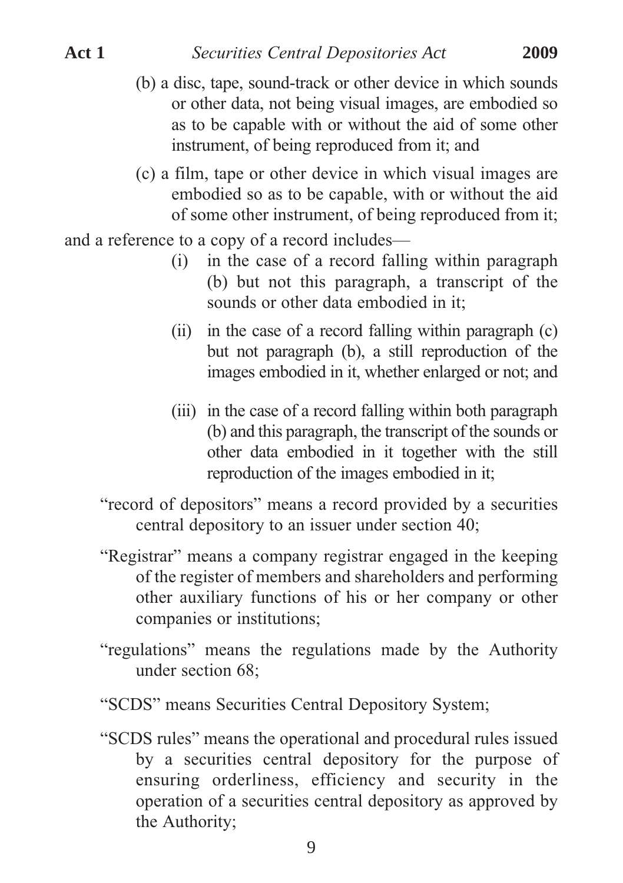(b) a disc, tape, sound-track or other device in which sounds or other data, not being visual images, are embodied so as to be capable with or without the aid of some other instrument, of being reproduced from it; and

(c) a film, tape or other device in which visual images are embodied so as to be capable, with or without the aid of some other instrument, of being reproduced from it;

and a reference to a copy of a record includes—

(i) in the case of a record falling within paragraph (b) but not this paragraph, a transcript of the sounds or other data embodied in it;

(ii) in the case of a record falling within paragraph (c) but not paragraph (b), a still reproduction of the images embodied in it, whether enlarged or not; and

(iii) in the case of a record falling within both paragraph (b) and this paragraph, the transcript of the sounds or other data embodied in it together with the still reproduction of the images embodied in it;

"record of depositors" means a record provided by a securities central depository to an issuer under section 40;

"Registrar" means a company registrar engaged in the keeping of the register of members and shareholders and performing other auxiliary functions of his or her company or other companies or institutions;

"regulations" means the regulations made by the Authority under section 68;

"SCDS" means Securities Central Depository System;

"SCDS rules" means the operational and procedural rules issued by a securities central depository for the purpose of ensuring orderliness, efficiency and security in the operation of a securities central depository as approved by the Authority;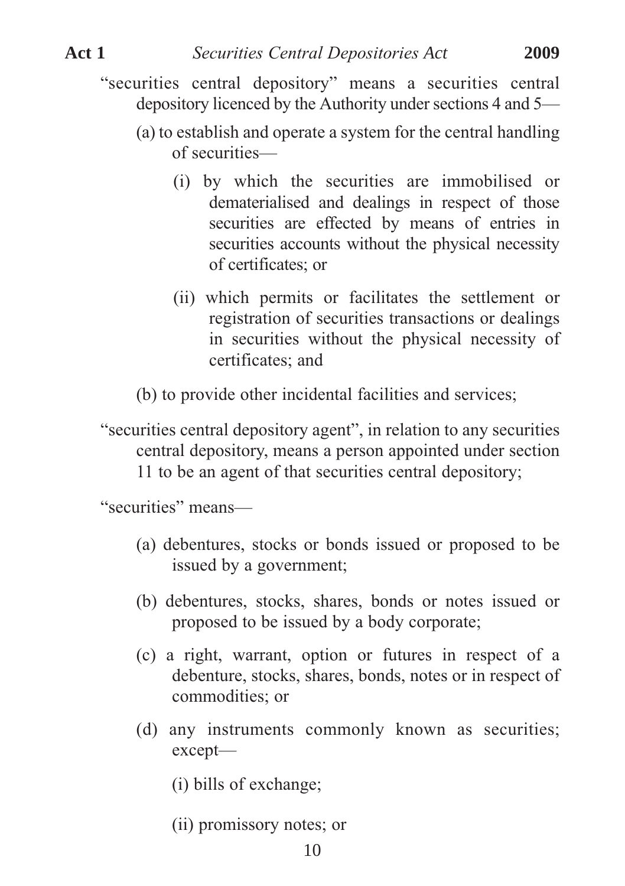"securities central depository" means a securities central depository licenced by the Authority under sections 4 and 5—

(a) to establish and operate a system for the central handling of securities—

(i) by which the securities are immobilised or dematerialised and dealings in respect of those securities are effected by means of entries in securities accounts without the physical necessity of certificates; or

(ii) which permits or facilitates the settlement or registration of securities transactions or dealings in securities without the physical necessity of certificates; and

(b) to provide other incidental facilities and services;

"securities central depository agent", in relation to any securities central depository, means a person appointed under section 11 to be an agent of that securities central depository;

"securities" means—

(a) debentures, stocks or bonds issued or proposed to be issued by a government;

(b) debentures, stocks, shares, bonds or notes issued or proposed to be issued by a body corporate;

(c) a right, warrant, option or futures in respect of a debenture, stocks, shares, bonds, notes or in respect of commodities; or

(d) any instruments commonly known as securities; except—

(i) bills of exchange;

(ii) promissory notes; or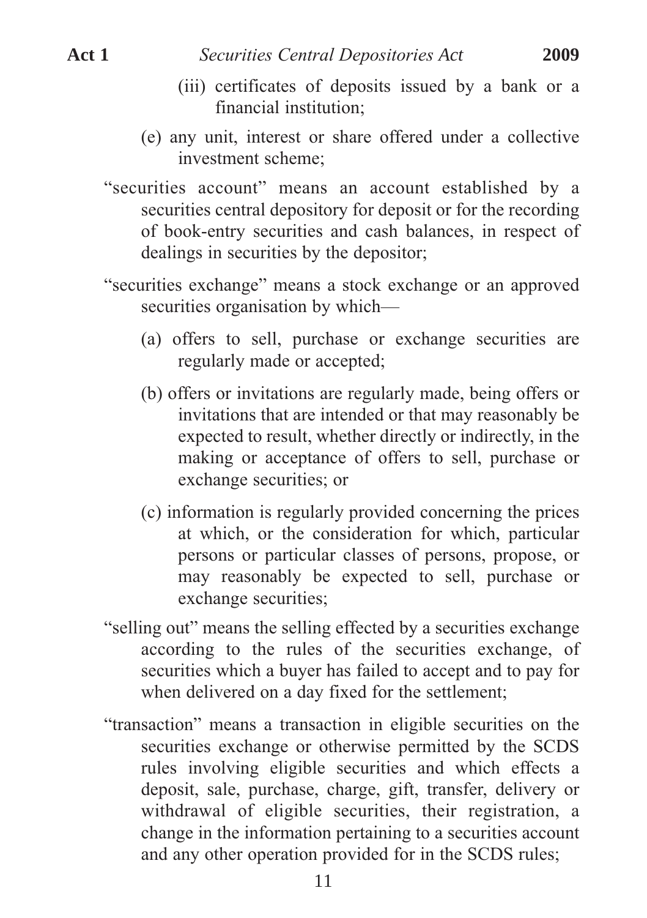(iii) certificates of deposits issued by a bank or a financial institution;

(e) any unit, interest or share offered under a collective investment scheme;

"securities account" means an account established by a securities central depository for deposit or for the recording of book-entry securities and cash balances, in respect of dealings in securities by the depositor;

"securities exchange" means a stock exchange or an approved securities organisation by which—

(a) offers to sell, purchase or exchange securities are regularly made or accepted;

(b) offers or invitations are regularly made, being offers or invitations that are intended or that may reasonably be expected to result, whether directly or indirectly, in the making or acceptance of offers to sell, purchase or exchange securities; or

(c) information is regularly provided concerning the prices at which, or the consideration for which, particular persons or particular classes of persons, propose, or may reasonably be expected to sell, purchase or exchange securities;

"selling out" means the selling effected by a securities exchange according to the rules of the securities exchange, of securities which a buyer has failed to accept and to pay for when delivered on a day fixed for the settlement;

"transaction" means a transaction in eligible securities on the securities exchange or otherwise permitted by the SCDS rules involving eligible securities and which effects a deposit, sale, purchase, charge, gift, transfer, delivery or withdrawal of eligible securities, their registration, a change in the information pertaining to a securities account and any other operation provided for in the SCDS rules;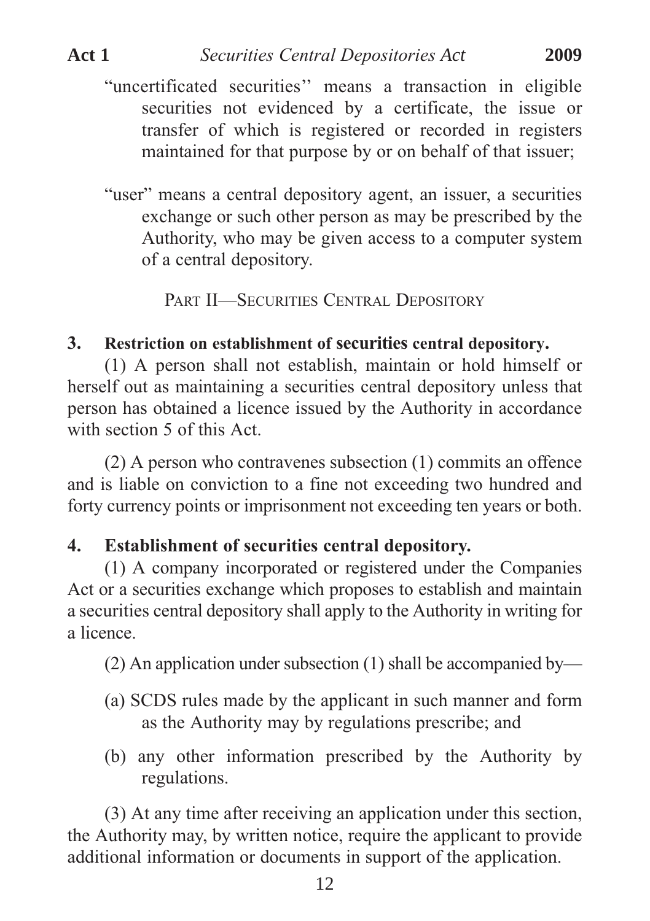"uncertificated securities'' means a transaction in eligible securities not evidenced by a certificate, the issue or transfer of which is registered or recorded in registers maintained for that purpose by or on behalf of that issuer;

"user" means a central depository agent, an issuer, a securities exchange or such other person as may be prescribed by the Authority, who may be given access to a computer system of a central depository.

## PART II—SECURITIES CENTRAL DEPOSITORY

### 3. Restriction on establishment of securities central depository.

(1) A person shall not establish, maintain or hold himself or herself out as maintaining a securities central depository unless that person has obtained a licence issued by the Authority in accordance with section 5 of this Act.

(2) A person who contravenes subsection (1) commits an offence and is liable on conviction to a fine not exceeding two hundred and forty currency points or imprisonment not exceeding ten years or both.

### 4. Establishment of securities central depository.

(1) A company incorporated or registered under the Companies Act or a securities exchange which proposes to establish and maintain a securities central depository shall apply to the Authority in writing for a licence.

(2) An application under subsection (1) shall be accompanied by—

(a) SCDS rules made by the applicant in such manner and form as the Authority may by regulations prescribe; and

(b) any other information prescribed by the Authority by regulations.

(3) At any time after receiving an application under this section, the Authority may, by written notice, require the applicant to provide additional information or documents in support of the application.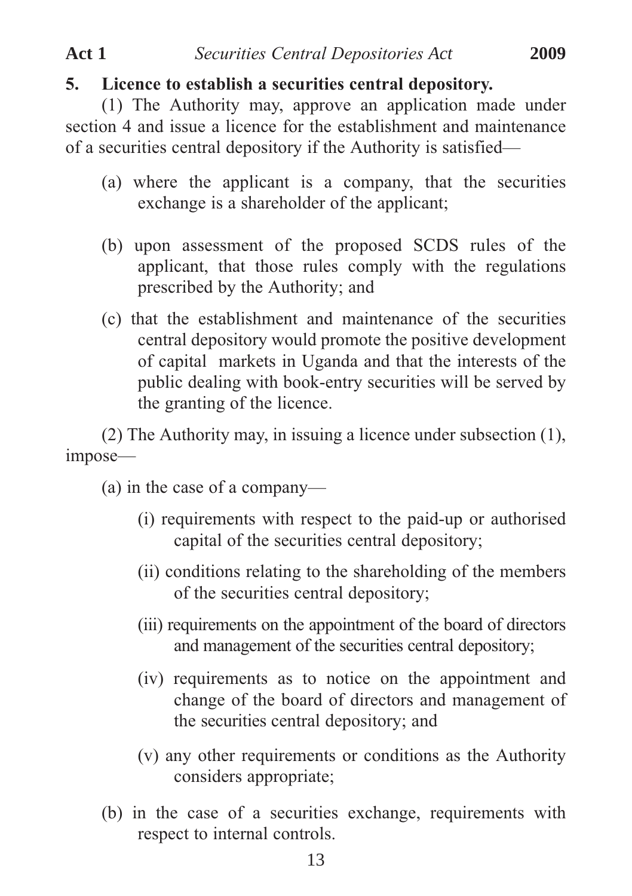**5. Licence to establish a securities central depository.**

(1) The Authority may, approve an application made under section 4 and issue a licence for the establishment and maintenance of a securities central depository if the Authority is satisfied—

(a) where the applicant is a company, that the securities exchange is a shareholder of the applicant;

(b) upon assessment of the proposed SCDS rules of the applicant, that those rules comply with the regulations prescribed by the Authority; and

(c) that the establishment and maintenance of the securities central depository would promote the positive development of capital markets in Uganda and that the interests of the public dealing with book-entry securities will be served by the granting of the licence.

(2) The Authority may, in issuing a licence under subsection (1), impose—

(a) in the case of a company—

(i) requirements with respect to the paid-up or authorised capital of the securities central depository;

(ii) conditions relating to the shareholding of the members of the securities central depository;

(iii) requirements on the appointment of the board of directors and management of the securities central depository;

(iv) requirements as to notice on the appointment and change of the board of directors and management of the securities central depository; and

(v) any other requirements or conditions as the Authority considers appropriate;

(b) in the case of a securities exchange, requirements with respect to internal controls.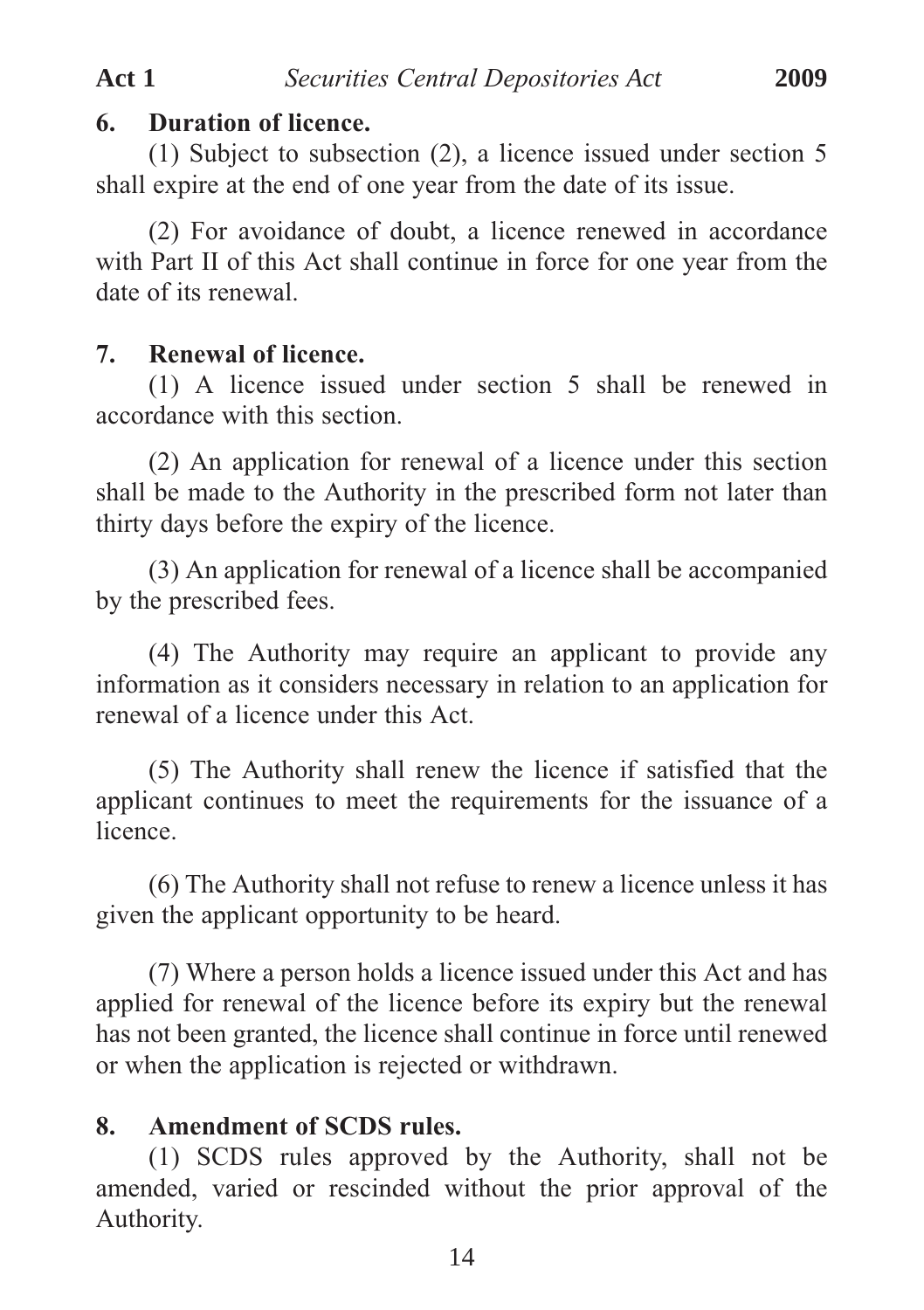## 6. Duration of licence.

(1) Subject to subsection (2), a licence issued under section 5 shall expire at the end of one year from the date of its issue.

(2) For avoidance of doubt, a licence renewed in accordance with Part II of this Act shall continue in force for one year from the date of its renewal.

## 7. Renewal of licence.

(1) A licence issued under section 5 shall be renewed in accordance with this section.

(2) An application for renewal of a licence under this section shall be made to the Authority in the prescribed form not later than thirty days before the expiry of the licence.

(3) An application for renewal of a licence shall be accompanied by the prescribed fees.

(4) The Authority may require an applicant to provide any information as it considers necessary in relation to an application for renewal of a licence under this Act.

(5) The Authority shall renew the licence if satisfied that the applicant continues to meet the requirements for the issuance of a licence.

(6) The Authority shall not refuse to renew a licence unless it has given the applicant opportunity to be heard.

(7) Where a person holds a licence issued under this Act and has applied for renewal of the licence before its expiry but the renewal has not been granted, the licence shall continue in force until renewed or when the application is rejected or withdrawn.

## 8. Amendment of SCDS rules.

(1) SCDS rules approved by the Authority, shall not be amended, varied or rescinded without the prior approval of the Authority.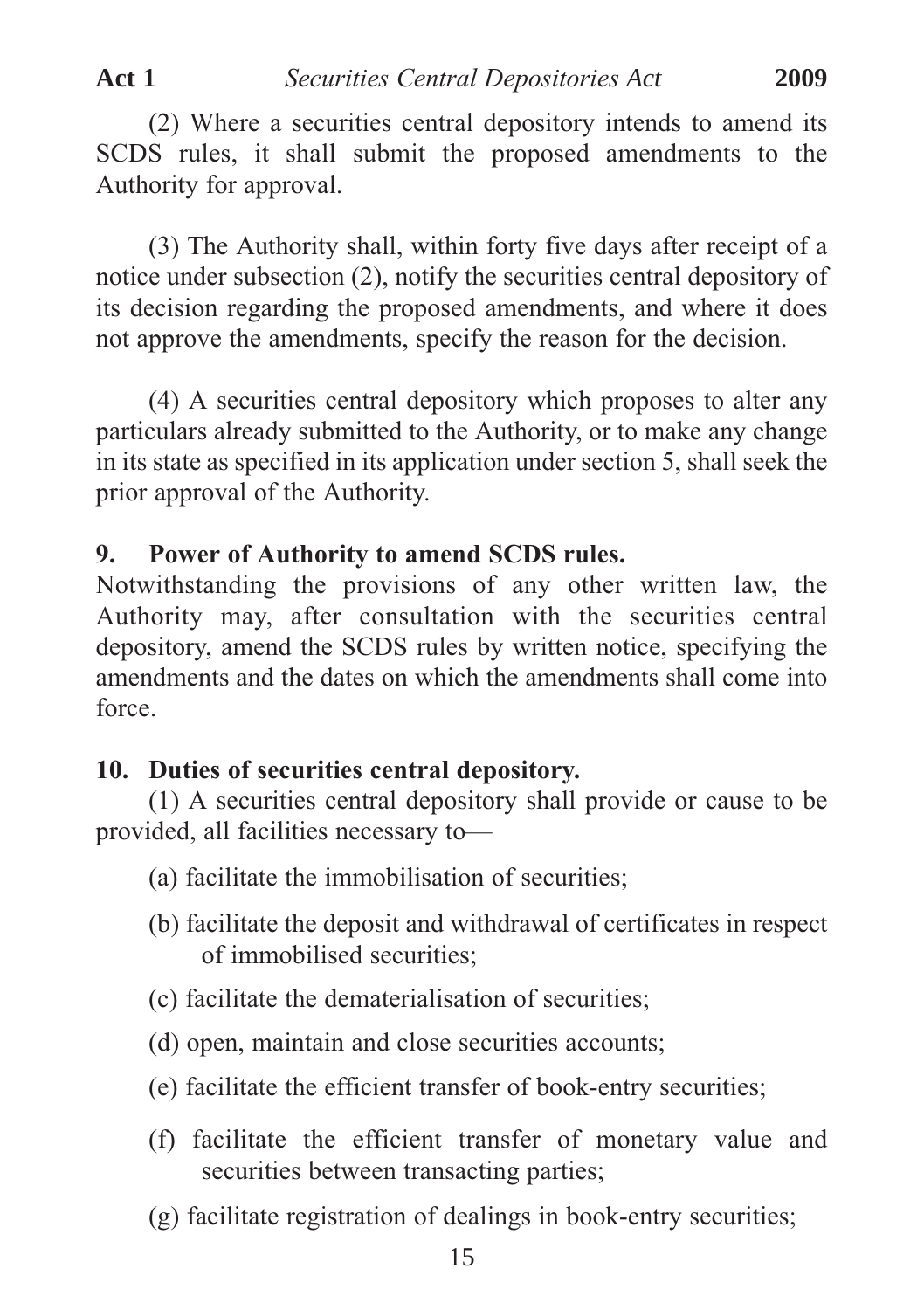(2) Where a securities central depository intends to amend its SCDS rules, it shall submit the proposed amendments to the Authority for approval.

(3) The Authority shall, within forty five days after receipt of a notice under subsection (2), notify the securities central depository of its decision regarding the proposed amendments, and where it does not approve the amendments, specify the reason for the decision.

(4) A securities central depository which proposes to alter any particulars already submitted to the Authority, or to make any change in its state as specified in its application under section 5, shall seek the prior approval of the Authority.

**9. Power of Authority to amend SCDS rules.**

Notwithstanding the provisions of any other written law, the Authority may, after consultation with the securities central depository, amend the SCDS rules by written notice, specifying the amendments and the dates on which the amendments shall come into force.

**10. Duties of securities central depository.**

(1) A securities central depository shall provide or cause to be provided, all facilities necessary to—

(a) facilitate the immobilisation of securities;

(b) facilitate the deposit and withdrawal of certificates in respect of immobilised securities;

(c) facilitate the dematerialisation of securities;

(d) open, maintain and close securities accounts;

(e) facilitate the efficient transfer of book-entry securities;

(f) facilitate the efficient transfer of monetary value and securities between transacting parties;

(g) facilitate registration of dealings in book-entry securities;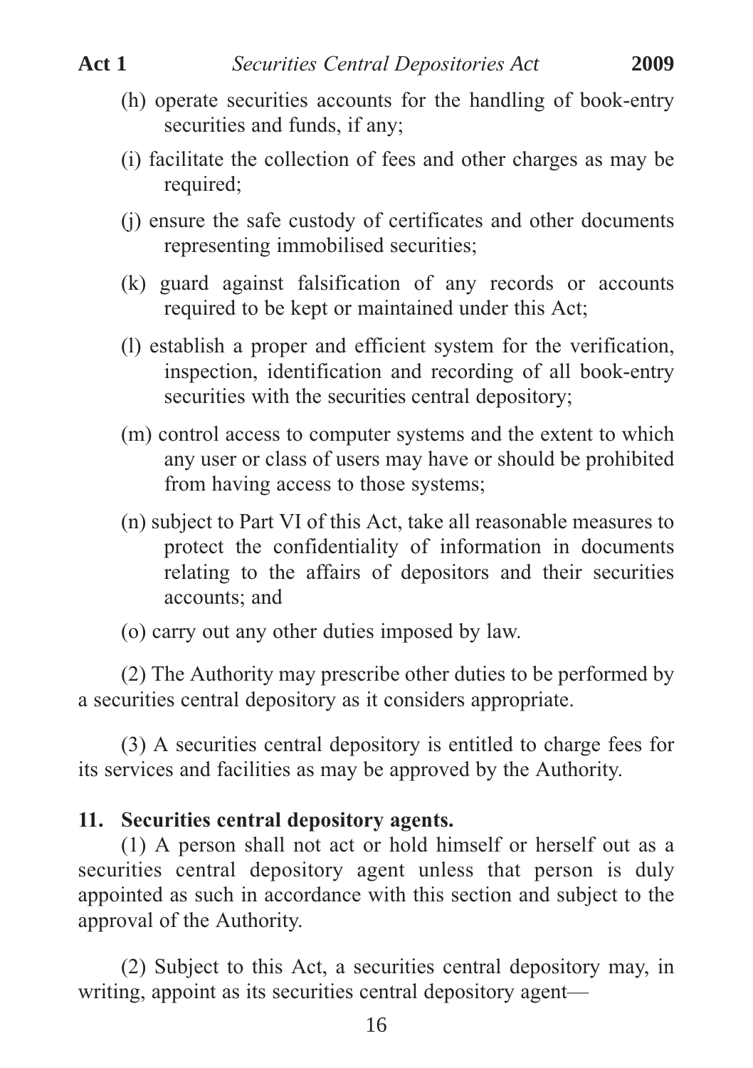(h) operate securities accounts for the handling of book-entry securities and funds, if any;

(i) facilitate the collection of fees and other charges as may be required;

(j) ensure the safe custody of certificates and other documents representing immobilised securities;

(k) guard against falsification of any records or accounts required to be kept or maintained under this Act;

(l) establish a proper and efficient system for the verification, inspection, identification and recording of all book-entry securities with the securities central depository;

(m) control access to computer systems and the extent to which any user or class of users may have or should be prohibited from having access to those systems;

(n) subject to Part VI of this Act, take all reasonable measures to protect the confidentiality of information in documents relating to the affairs of depositors and their securities accounts; and

(o) carry out any other duties imposed by law.

(2) The Authority may prescribe other duties to be performed by a securities central depository as it considers appropriate.

(3) A securities central depository is entitled to charge fees for its services and facilities as may be approved by the Authority.

**11. Securities central depository agents.**

(1) A person shall not act or hold himself or herself out as a securities central depository agent unless that person is duly appointed as such in accordance with this section and subject to the approval of the Authority.

(2) Subject to this Act, a securities central depository may, in writing, appoint as its securities central depository agent—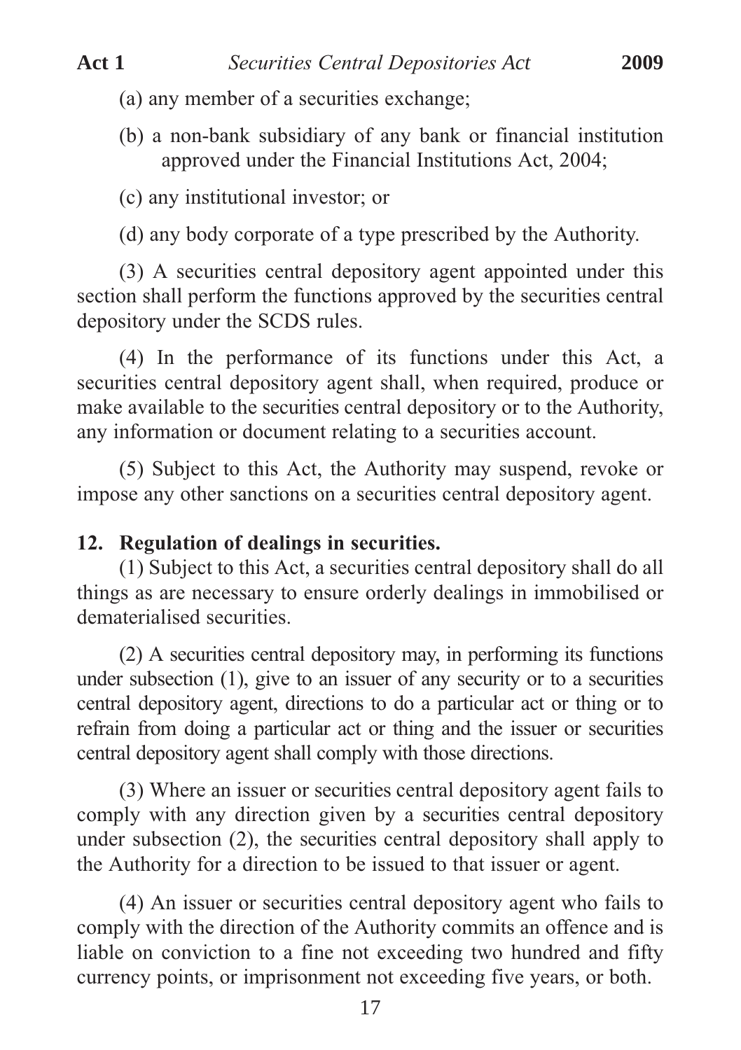(a) any member of a securities exchange;

(b) a non-bank subsidiary of any bank or financial institution approved under the Financial Institutions Act, 2004;

(c) any institutional investor; or

(d) any body corporate of a type prescribed by the Authority.

(3) A securities central depository agent appointed under this section shall perform the functions approved by the securities central depository under the SCDS rules.

(4) In the performance of its functions under this Act, a securities central depository agent shall, when required, produce or make available to the securities central depository or to the Authority, any information or document relating to a securities account.

(5) Subject to this Act, the Authority may suspend, revoke or impose any other sanctions on a securities central depository agent.

**12. Regulation of dealings in securities.**

(1) Subject to this Act, a securities central depository shall do all things as are necessary to ensure orderly dealings in immobilised or dematerialised securities.

(2) A securities central depository may, in performing its functions under subsection (1), give to an issuer of any security or to a securities central depository agent, directions to do a particular act or thing or to refrain from doing a particular act or thing and the issuer or securities central depository agent shall comply with those directions.

(3) Where an issuer or securities central depository agent fails to comply with any direction given by a securities central depository under subsection (2), the securities central depository shall apply to the Authority for a direction to be issued to that issuer or agent.

(4) An issuer or securities central depository agent who fails to comply with the direction of the Authority commits an offence and is liable on conviction to a fine not exceeding two hundred and fifty currency points, or imprisonment not exceeding five years, or both.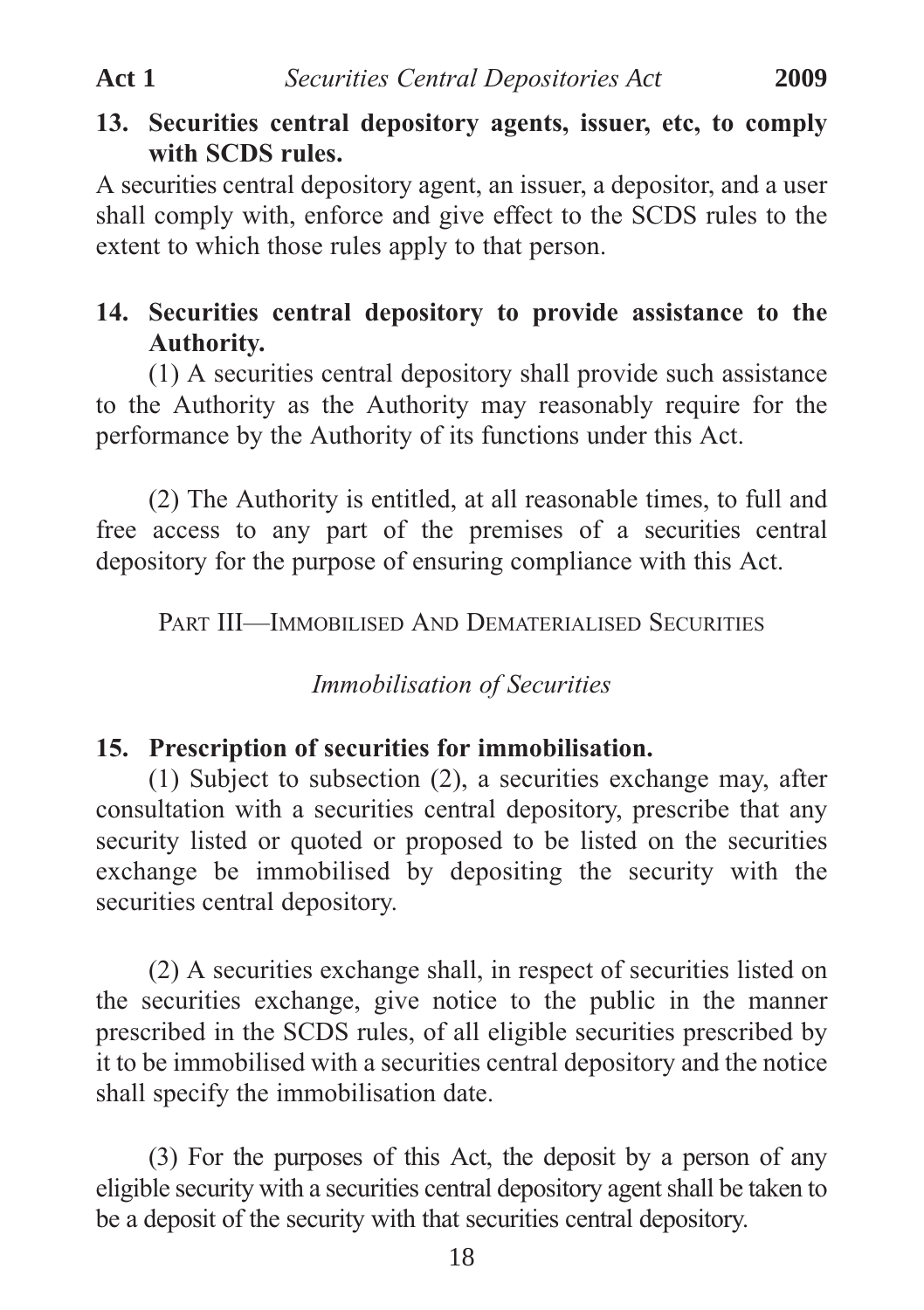**13. Securities central depository agents, issuer, etc, to comply with SCDS rules.**

A securities central depository agent, an issuer, a depositor, and a user shall comply with, enforce and give effect to the SCDS rules to the extent to which those rules apply to that person.

**14. Securities central depository to provide assistance to the Authority.**

(1) A securities central depository shall provide such assistance to the Authority as the Authority may reasonably require for the performance by the Authority of its functions under this Act.

(2) The Authority is entitled, at all reasonable times, to full and free access to any part of the premises of a securities central depository for the purpose of ensuring compliance with this Act.

## PART III—IMMOBILISED AND DEMATERIALISED SECURITIES

### *Immobilisation of Securities*

**15. Prescription of securities for immobilisation.**

(1) Subject to subsection (2), a securities exchange may, after consultation with a securities central depository, prescribe that any security listed or quoted or proposed to be listed on the securities exchange be immobilised by depositing the security with the securities central depository.

(2) A securities exchange shall, in respect of securities listed on the securities exchange, give notice to the public in the manner prescribed in the SCDS rules, of all eligible securities prescribed by it to be immobilised with a securities central depository and the notice shall specify the immobilisation date.

(3) For the purposes of this Act, the deposit by a person of any eligible security with a securities central depository agent shall be taken to be a deposit of the security with that securities central depository.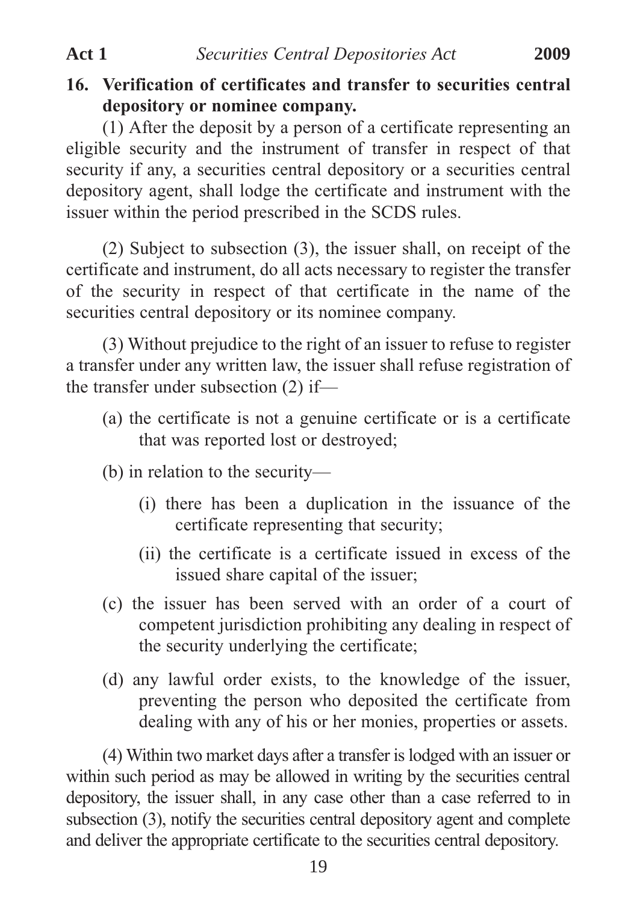**16. Verification of certificates and transfer to securities central depository or nominee company.**

(1) After the deposit by a person of a certificate representing an eligible security and the instrument of transfer in respect of that security if any, a securities central depository or a securities central depository agent, shall lodge the certificate and instrument with the issuer within the period prescribed in the SCDS rules.

(2) Subject to subsection (3), the issuer shall, on receipt of the certificate and instrument, do all acts necessary to register the transfer of the security in respect of that certificate in the name of the securities central depository or its nominee company.

(3) Without prejudice to the right of an issuer to refuse to register a transfer under any written law, the issuer shall refuse registration of the transfer under subsection (2) if—

(a) the certificate is not a genuine certificate or is a certificate that was reported lost or destroyed;

(b) in relation to the security—

(i) there has been a duplication in the issuance of the certificate representing that security;

(ii) the certificate is a certificate issued in excess of the issued share capital of the issuer;

(c) the issuer has been served with an order of a court of competent jurisdiction prohibiting any dealing in respect of the security underlying the certificate;

(d) any lawful order exists, to the knowledge of the issuer, preventing the person who deposited the certificate from dealing with any of his or her monies, properties or assets.

(4) Within two market days after a transfer is lodged with an issuer or within such period as may be allowed in writing by the securities central depository, the issuer shall, in any case other than a case referred to in subsection (3), notify the securities central depository agent and complete and deliver the appropriate certificate to the securities central depository.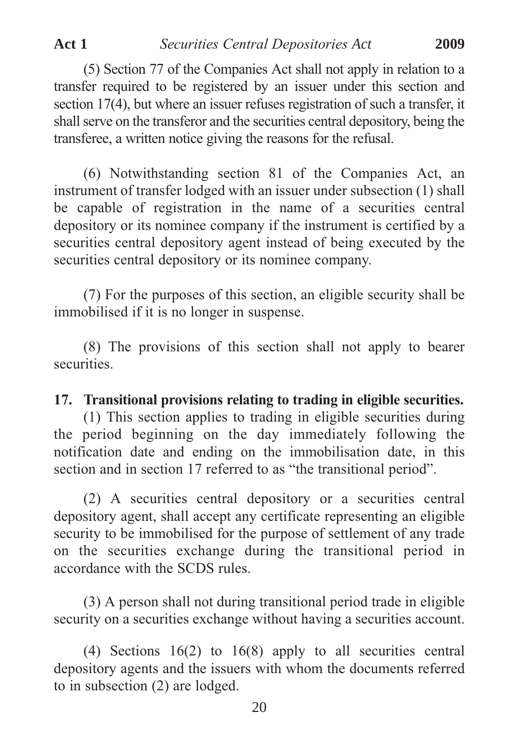(5) Section 77 of the Companies Act shall not apply in relation to a transfer required to be registered by an issuer under this section and section 17(4), but where an issuer refuses registration of such a transfer, it shall serve on the transferor and the securities central depository, being the transferee, a written notice giving the reasons for the refusal.

(6) Notwithstanding section 81 of the Companies Act, an instrument of transfer lodged with an issuer under subsection (1) shall be capable of registration in the name of a securities central depository or its nominee company if the instrument is certified by a securities central depository agent instead of being executed by the securities central depository or its nominee company.

(7) For the purposes of this section, an eligible security shall be immobilised if it is no longer in suspense.

(8) The provisions of this section shall not apply to bearer securities.

**17. Transitional provisions relating to trading in eligible securities.**

(1) This section applies to trading in eligible securities during the period beginning on the day immediately following the notification date and ending on the immobilisation date, in this section and in section 17 referred to as "the transitional period".

(2) A securities central depository or a securities central depository agent, shall accept any certificate representing an eligible security to be immobilised for the purpose of settlement of any trade on the securities exchange during the transitional period in accordance with the SCDS rules.

(3) A person shall not during transitional period trade in eligible security on a securities exchange without having a securities account.

(4) Sections 16(2) to 16(8) apply to all securities central depository agents and the issuers with whom the documents referred to in subsection (2) are lodged.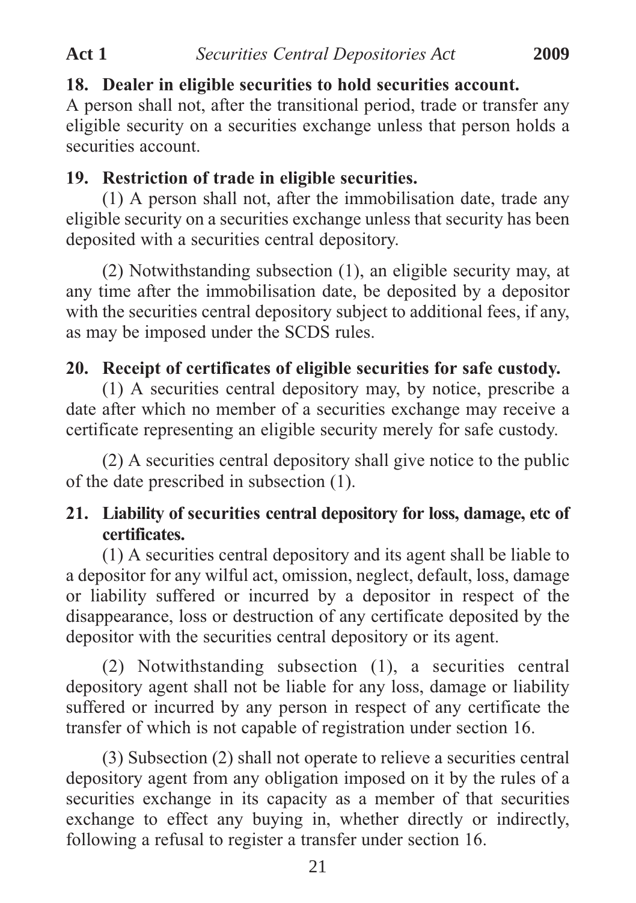**18. Dealer in eligible securities to hold securities account.**

A person shall not, after the transitional period, trade or transfer any eligible security on a securities exchange unless that person holds a securities account.

**19. Restriction of trade in eligible securities.**

(1) A person shall not, after the immobilisation date, trade any eligible security on a securities exchange unless that security has been deposited with a securities central depository.

(2) Notwithstanding subsection (1), an eligible security may, at any time after the immobilisation date, be deposited by a depositor with the securities central depository subject to additional fees, if any, as may be imposed under the SCDS rules.

**20. Receipt of certificates of eligible securities for safe custody.**

(1) A securities central depository may, by notice, prescribe a date after which no member of a securities exchange may receive a certificate representing an eligible security merely for safe custody.

(2) A securities central depository shall give notice to the public of the date prescribed in subsection (1).

**21. Liability of securities central depository for loss, damage, etc of certificates.**

(1) A securities central depository and its agent shall be liable to a depositor for any wilful act, omission, neglect, default, loss, damage or liability suffered or incurred by a depositor in respect of the disappearance, loss or destruction of any certificate deposited by the depositor with the securities central depository or its agent.

(2) Notwithstanding subsection (1), a securities central depository agent shall not be liable for any loss, damage or liability suffered or incurred by any person in respect of any certificate the transfer of which is not capable of registration under section 16.

(3) Subsection (2) shall not operate to relieve a securities central depository agent from any obligation imposed on it by the rules of a securities exchange in its capacity as a member of that securities exchange to effect any buying in, whether directly or indirectly, following a refusal to register a transfer under section 16.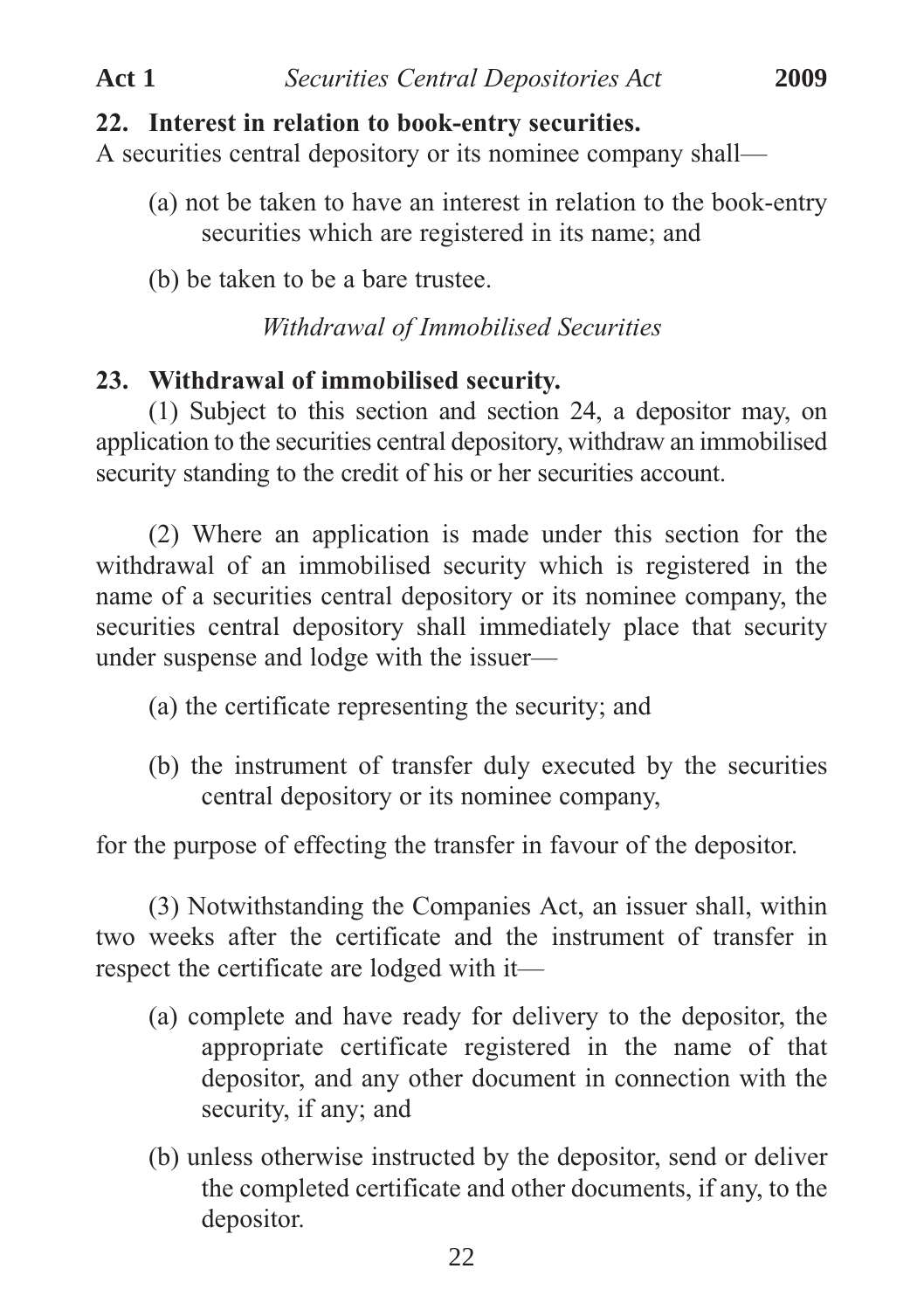**22. Interest in relation to book-entry securities.**

A securities central depository or its nominee company shall—

(a) not be taken to have an interest in relation to the book-entry securities which are registered in its name; and

(b) be taken to be a bare trustee.

*Withdrawal of Immobilised Securities*

**23. Withdrawal of immobilised security.**

(1) Subject to this section and section 24, a depositor may, on application to the securities central depository, withdraw an immobilised security standing to the credit of his or her securities account.

(2) Where an application is made under this section for the withdrawal of an immobilised security which is registered in the name of a securities central depository or its nominee company, the securities central depository shall immediately place that security under suspense and lodge with the issuer—

(a) the certificate representing the security; and

(b) the instrument of transfer duly executed by the securities central depository or its nominee company,

for the purpose of effecting the transfer in favour of the depositor.

(3) Notwithstanding the Companies Act, an issuer shall, within two weeks after the certificate and the instrument of transfer in respect the certificate are lodged with it—

(a) complete and have ready for delivery to the depositor, the appropriate certificate registered in the name of that depositor, and any other document in connection with the security, if any; and

(b) unless otherwise instructed by the depositor, send or deliver the completed certificate and other documents, if any, to the depositor.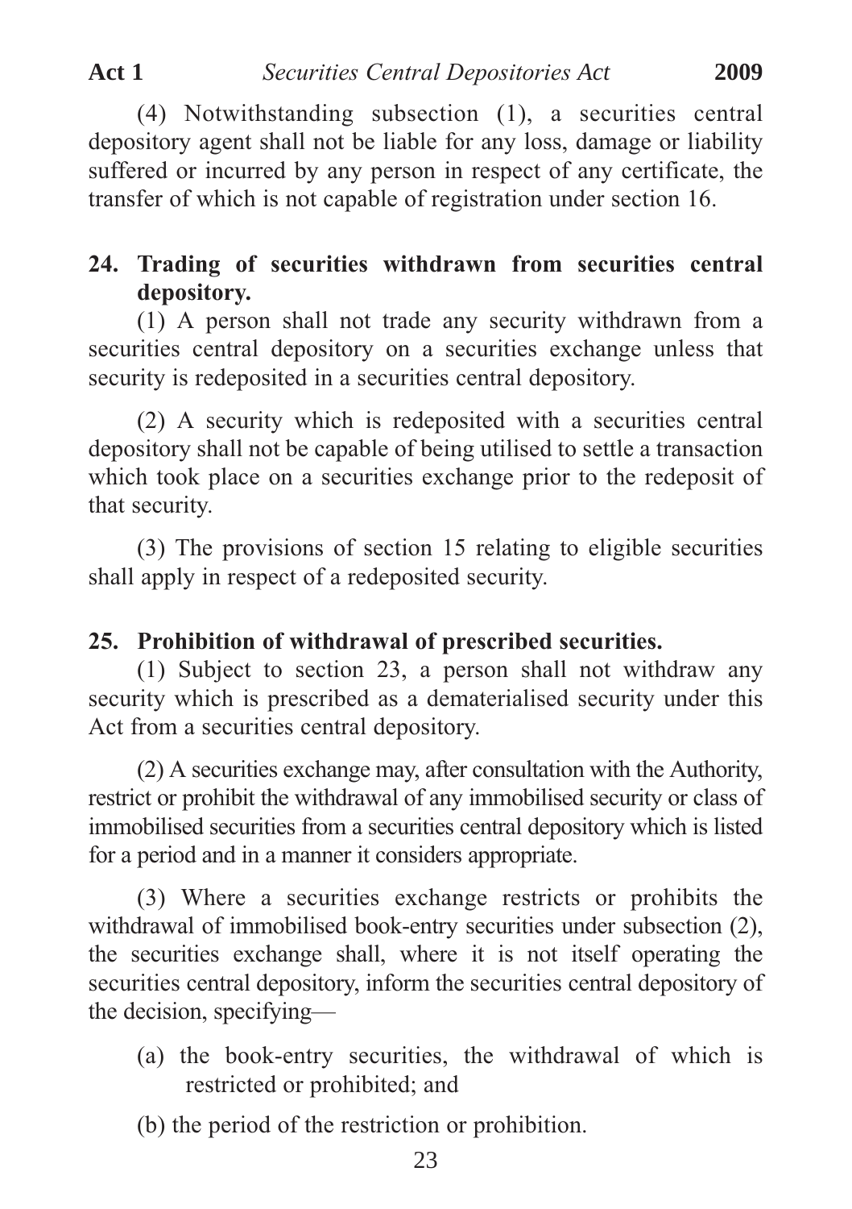(4) Notwithstanding subsection (1), a securities central depository agent shall not be liable for any loss, damage or liability suffered or incurred by any person in respect of any certificate, the transfer of which is not capable of registration under section 16.

**24. Trading of securities withdrawn from securities central depository.**

(1) A person shall not trade any security withdrawn from a securities central depository on a securities exchange unless that security is redeposited in a securities central depository.

(2) A security which is redeposited with a securities central depository shall not be capable of being utilised to settle a transaction which took place on a securities exchange prior to the redeposit of that security.

(3) The provisions of section 15 relating to eligible securities shall apply in respect of a redeposited security.

**25. Prohibition of withdrawal of prescribed securities.**

(1) Subject to section 23, a person shall not withdraw any security which is prescribed as a dematerialised security under this Act from a securities central depository.

(2) A securities exchange may, after consultation with the Authority, restrict or prohibit the withdrawal of any immobilised security or class of immobilised securities from a securities central depository which is listed for a period and in a manner it considers appropriate.

(3) Where a securities exchange restricts or prohibits the withdrawal of immobilised book-entry securities under subsection (2), the securities exchange shall, where it is not itself operating the securities central depository, inform the securities central depository of the decision, specifying—

(a) the book-entry securities, the withdrawal of which is restricted or prohibited; and

(b) the period of the restriction or prohibition.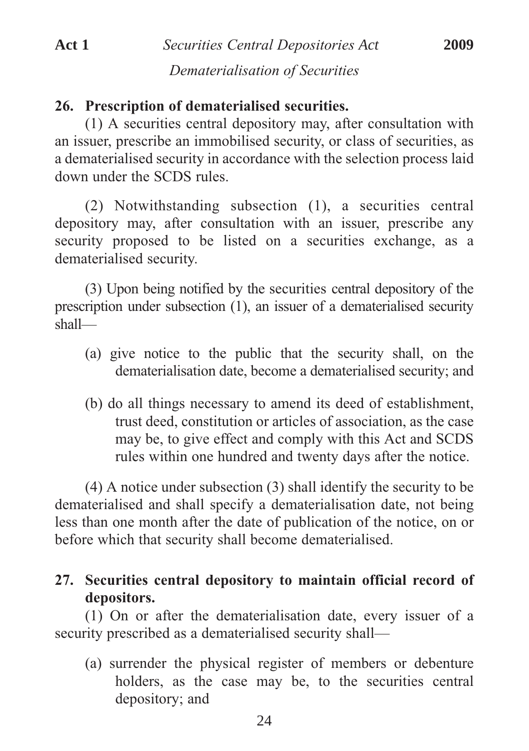*Dematerialisation of Securities*

**26. Prescription of dematerialised securities.**

(1) A securities central depository may, after consultation with an issuer, prescribe an immobilised security, or class of securities, as a dematerialised security in accordance with the selection process laid down under the SCDS rules.

(2) Notwithstanding subsection (1), a securities central depository may, after consultation with an issuer, prescribe any security proposed to be listed on a securities exchange, as a dematerialised security.

(3) Upon being notified by the securities central depository of the prescription under subsection (1), an issuer of a dematerialised security shall—

(a) give notice to the public that the security shall, on the dematerialisation date, become a dematerialised security; and

(b) do all things necessary to amend its deed of establishment, trust deed, constitution or articles of association, as the case may be, to give effect and comply with this Act and SCDS rules within one hundred and twenty days after the notice.

(4) A notice under subsection (3) shall identify the security to be dematerialised and shall specify a dematerialisation date, not being less than one month after the date of publication of the notice, on or before which that security shall become dematerialised.

**27. Securities central depository to maintain official record of depositors.**

(1) On or after the dematerialisation date, every issuer of a security prescribed as a dematerialised security shall—

(a) surrender the physical register of members or debenture holders, as the case may be, to the securities central depository; and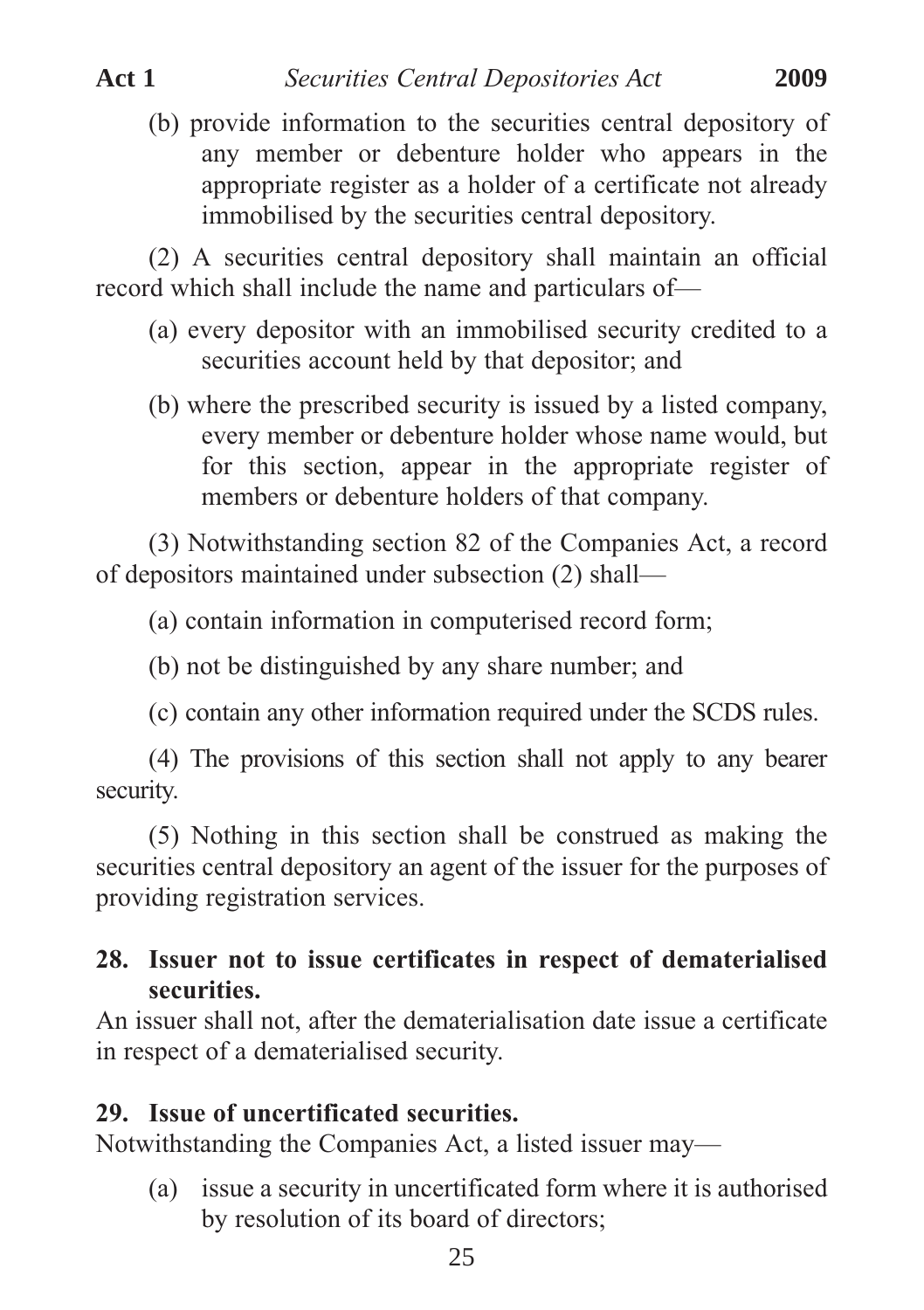(b) provide information to the securities central depository of any member or debenture holder who appears in the appropriate register as a holder of a certificate not already immobilised by the securities central depository.

(2) A securities central depository shall maintain an official record which shall include the name and particulars of—

(a) every depositor with an immobilised security credited to a securities account held by that depositor; and

(b) where the prescribed security is issued by a listed company, every member or debenture holder whose name would, but for this section, appear in the appropriate register of members or debenture holders of that company.

(3) Notwithstanding section 82 of the Companies Act, a record of depositors maintained under subsection (2) shall—

(a) contain information in computerised record form;

(b) not be distinguished by any share number; and

(c) contain any other information required under the SCDS rules.

(4) The provisions of this section shall not apply to any bearer security.

(5) Nothing in this section shall be construed as making the securities central depository an agent of the issuer for the purposes of providing registration services.

**28. Issuer not to issue certificates in respect of dematerialised securities.**

An issuer shall not, after the dematerialisation date issue a certificate in respect of a dematerialised security.

**29. Issue of uncertificated securities.**

Notwithstanding the Companies Act, a listed issuer may—

(a) issue a security in uncertificated form where it is authorised by resolution of its board of directors;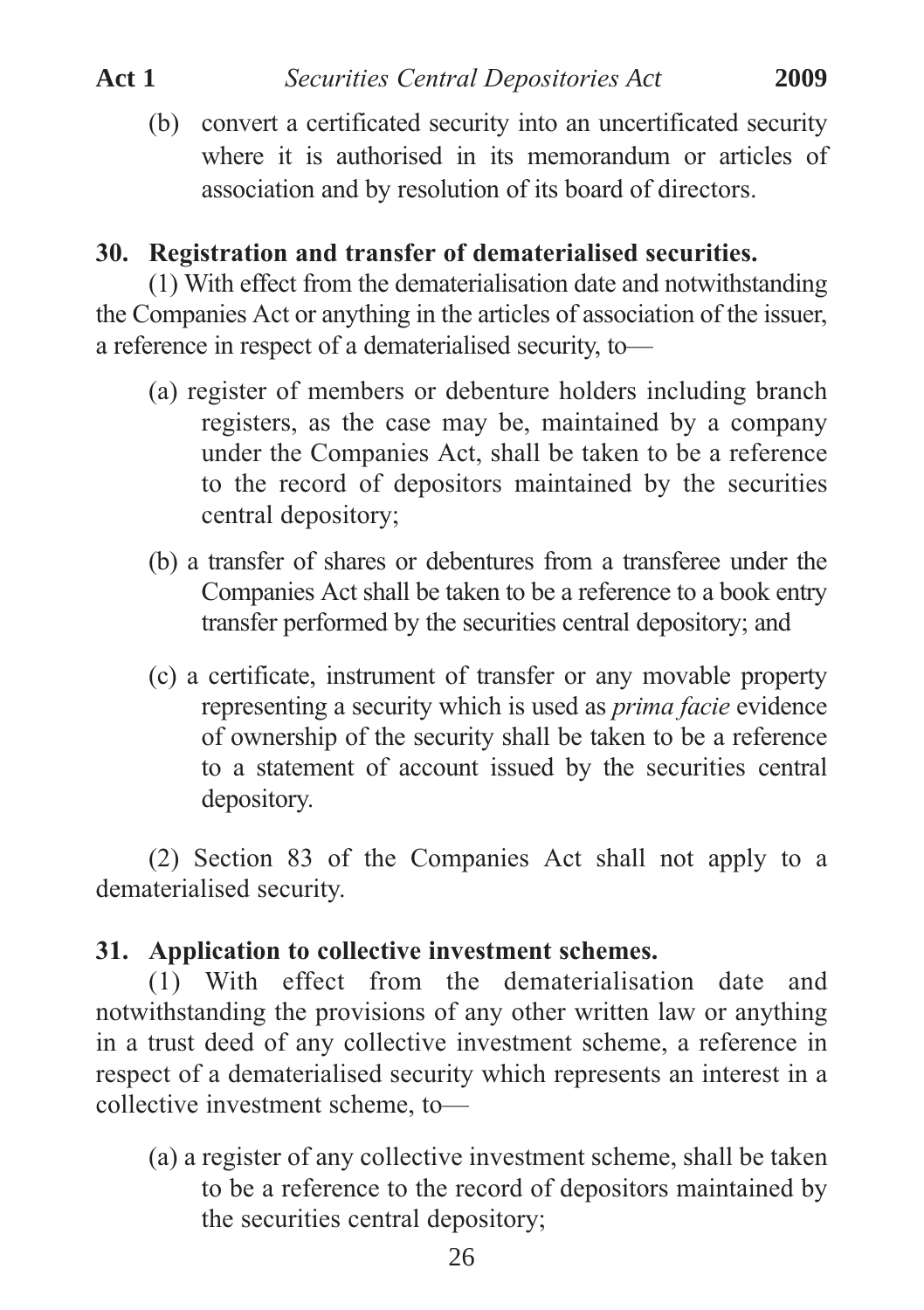(b) convert a certificated security into an uncertificated security where it is authorised in its memorandum or articles of association and by resolution of its board of directors.

**30. Registration and transfer of dematerialised securities.**

(1) With effect from the dematerialisation date and notwithstanding the Companies Act or anything in the articles of association of the issuer, a reference in respect of a dematerialised security, to—

(a) register of members or debenture holders including branch registers, as the case may be, maintained by a company under the Companies Act, shall be taken to be a reference to the record of depositors maintained by the securities central depository;

(b) a transfer of shares or debentures from a transferee under the Companies Act shall be taken to be a reference to a book entry transfer performed by the securities central depository; and

(c) a certificate, instrument of transfer or any movable property representing a security which is used as *prima facie* evidence of ownership of the security shall be taken to be a reference to a statement of account issued by the securities central depository.

(2) Section 83 of the Companies Act shall not apply to a dematerialised security.

**31. Application to collective investment schemes.**

(1) With effect from the dematerialisation date and notwithstanding the provisions of any other written law or anything in a trust deed of any collective investment scheme, a reference in respect of a dematerialised security which represents an interest in a collective investment scheme, to—

(a) a register of any collective investment scheme, shall be taken to be a reference to the record of depositors maintained by the securities central depository;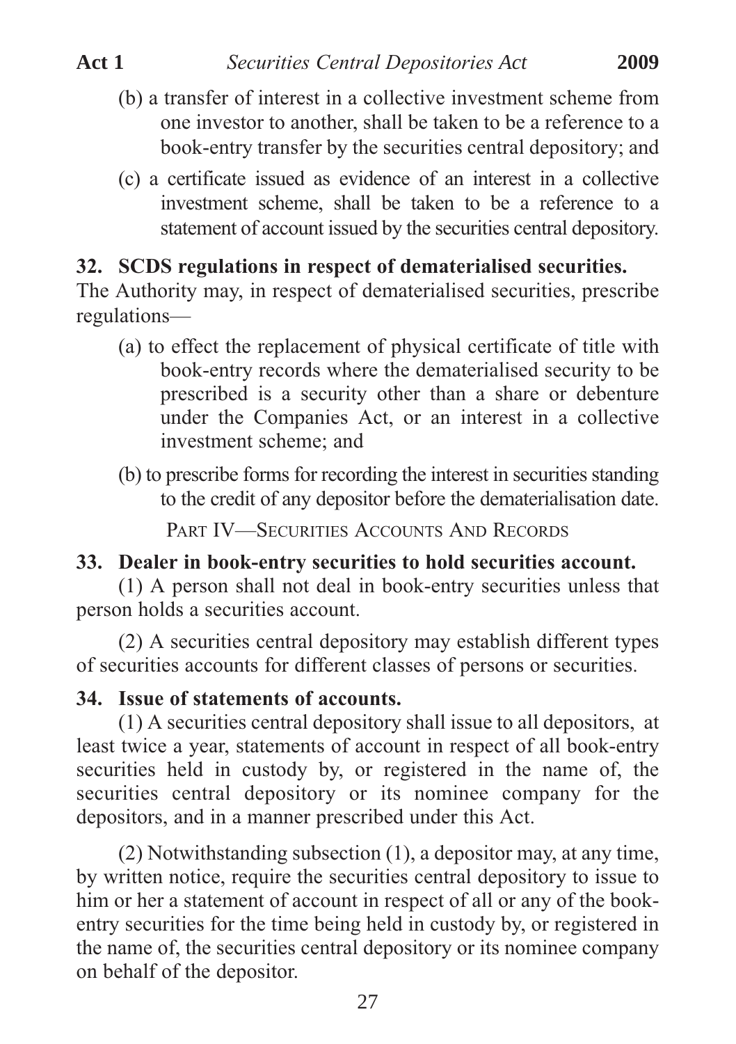(b) a transfer of interest in a collective investment scheme from one investor to another, shall be taken to be a reference to a book-entry transfer by the securities central depository; and

(c) a certificate issued as evidence of an interest in a collective investment scheme, shall be taken to be a reference to a statement of account issued by the securities central depository.

**32. SCDS regulations in respect of dematerialised securities.**

The Authority may, in respect of dematerialised securities, prescribe regulations—

(a) to effect the replacement of physical certificate of title with book-entry records where the dematerialised security to be prescribed is a security other than a share or debenture under the Companies Act, or an interest in a collective investment scheme; and

(b) to prescribe forms for recording the interest in securities standing to the credit of any depositor before the dematerialisation date.

PART IV—SECURITIES ACCOUNTS AND RECORDS

**33. Dealer in book-entry securities to hold securities account.**

(1) A person shall not deal in book-entry securities unless that person holds a securities account.

(2) A securities central depository may establish different types of securities accounts for different classes of persons or securities.

**34. Issue of statements of accounts.**

(1) A securities central depository shall issue to all depositors, at least twice a year, statements of account in respect of all book-entry securities held in custody by, or registered in the name of, the securities central depository or its nominee company for the depositors, and in a manner prescribed under this Act.

(2) Notwithstanding subsection (1), a depositor may, at any time, by written notice, require the securities central depository to issue to him or her a statement of account in respect of all or any of the book-entry securities for the time being held in custody by, or registered in the name of, the securities central depository or its nominee company on behalf of the depositor.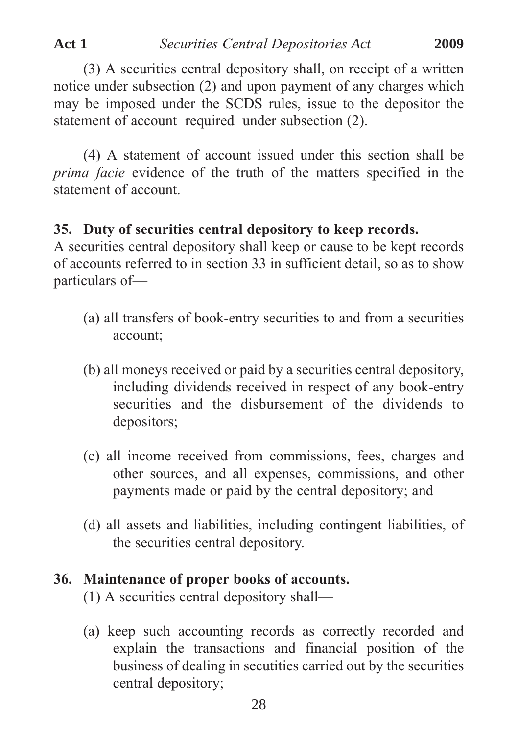(3) A securities central depository shall, on receipt of a written notice under subsection (2) and upon payment of any charges which may be imposed under the SCDS rules, issue to the depositor the statement of account required under subsection (2).

(4) A statement of account issued under this section shall be *prima facie* evidence of the truth of the matters specified in the statement of account.

**35. Duty of securities central depository to keep records.**

A securities central depository shall keep or cause to be kept records of accounts referred to in section 33 in sufficient detail, so as to show particulars of—

(a) all transfers of book-entry securities to and from a securities account;

(b) all moneys received or paid by a securities central depository, including dividends received in respect of any book-entry securities and the disbursement of the dividends to depositors;

(c) all income received from commissions, fees, charges and other sources, and all expenses, commissions, and other payments made or paid by the central depository; and

(d) all assets and liabilities, including contingent liabilities, of the securities central depository.

**36. Maintenance of proper books of accounts.**

(1) A securities central depository shall—

(a) keep such accounting records as correctly recorded and explain the transactions and financial position of the business of dealing in secutities carried out by the securities central depository;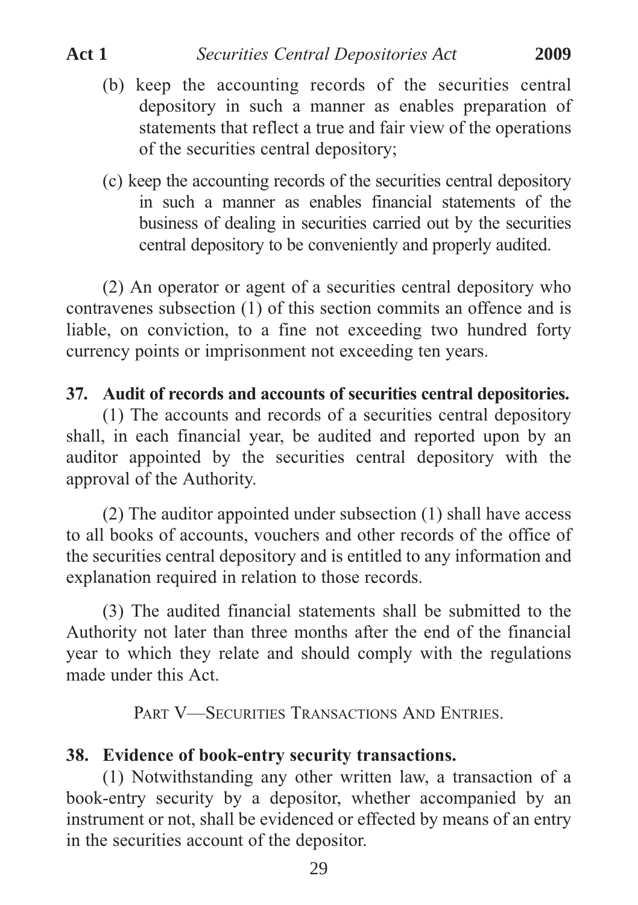(b) keep the accounting records of the securities central depository in such a manner as enables preparation of statements that reflect a true and fair view of the operations of the securities central depository;

(c) keep the accounting records of the securities central depository in such a manner as enables financial statements of the business of dealing in securities carried out by the securities central depository to be conveniently and properly audited.

(2) An operator or agent of a securities central depository who contravenes subsection (1) of this section commits an offence and is liable, on conviction, to a fine not exceeding two hundred forty currency points or imprisonment not exceeding ten years.

**37. Audit of records and accounts of securities central depositories.**

(1) The accounts and records of a securities central depository shall, in each financial year, be audited and reported upon by an auditor appointed by the securities central depository with the approval of the Authority.

(2) The auditor appointed under subsection (1) shall have access to all books of accounts, vouchers and other records of the office of the securities central depository and is entitled to any information and explanation required in relation to those records.

(3) The audited financial statements shall be submitted to the Authority not later than three months after the end of the financial year to which they relate and should comply with the regulations made under this Act.

## PART V—SECURITIES TRANSACTIONS AND ENTRIES.

**38. Evidence of book-entry security transactions.**

(1) Notwithstanding any other written law, a transaction of a book-entry security by a depositor, whether accompanied by an instrument or not, shall be evidenced or effected by means of an entry in the securities account of the depositor.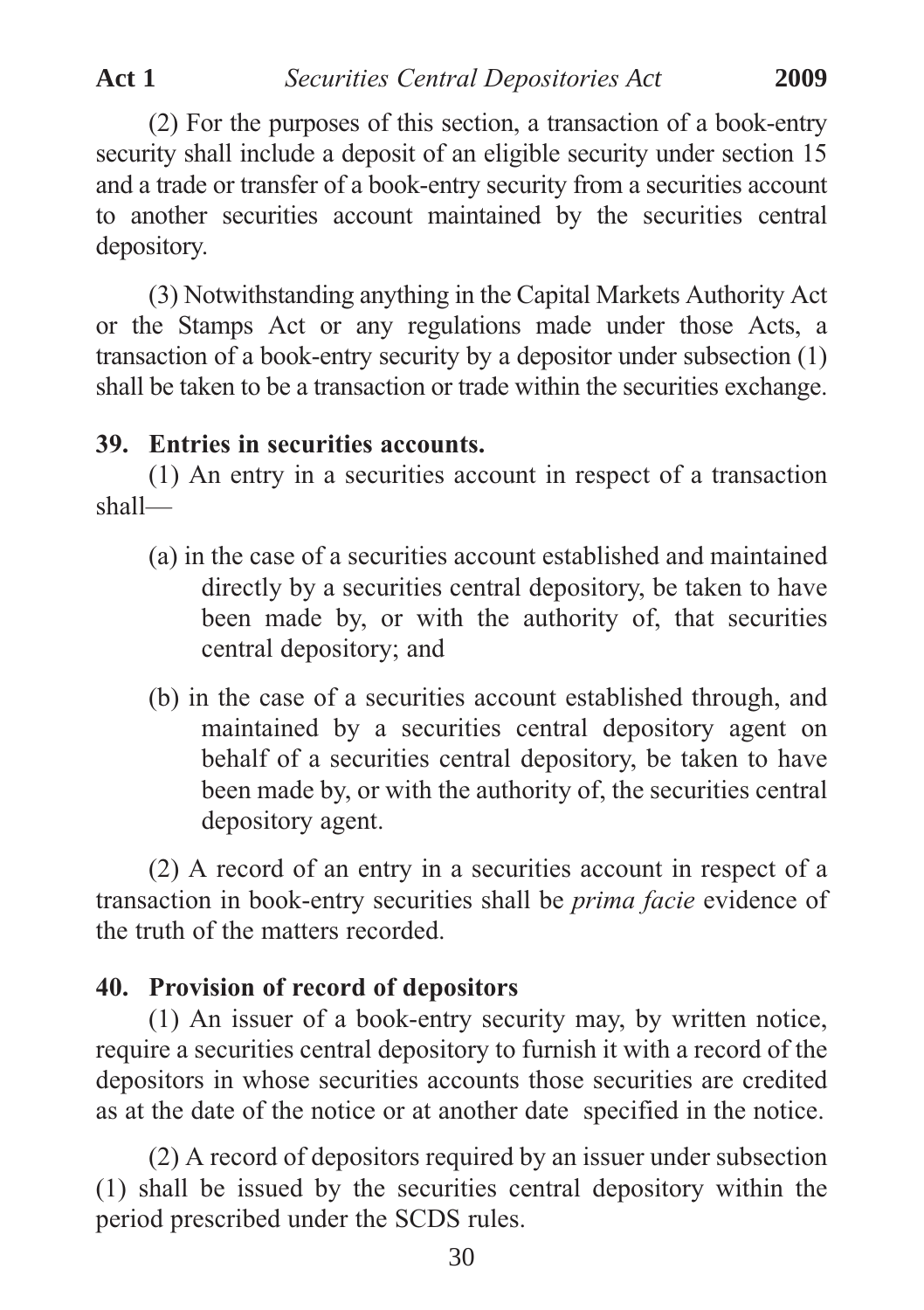(2) For the purposes of this section, a transaction of a book-entry security shall include a deposit of an eligible security under section 15 and a trade or transfer of a book-entry security from a securities account to another securities account maintained by the securities central depository.

(3) Notwithstanding anything in the Capital Markets Authority Act or the Stamps Act or any regulations made under those Acts, a transaction of a book-entry security by a depositor under subsection (1) shall be taken to be a transaction or trade within the securities exchange.

**39. Entries in securities accounts.**

(1) An entry in a securities account in respect of a transaction shall—

(a) in the case of a securities account established and maintained directly by a securities central depository, be taken to have been made by, or with the authority of, that securities central depository; and

(b) in the case of a securities account established through, and maintained by a securities central depository agent on behalf of a securities central depository, be taken to have been made by, or with the authority of, the securities central depository agent.

(2) A record of an entry in a securities account in respect of a transaction in book-entry securities shall be *prima facie* evidence of the truth of the matters recorded.

**40. Provision of record of depositors**

(1) An issuer of a book-entry security may, by written notice, require a securities central depository to furnish it with a record of the depositors in whose securities accounts those securities are credited as at the date of the notice or at another date specified in the notice.

(2) A record of depositors required by an issuer under subsection (1) shall be issued by the securities central depository within the period prescribed under the SCDS rules.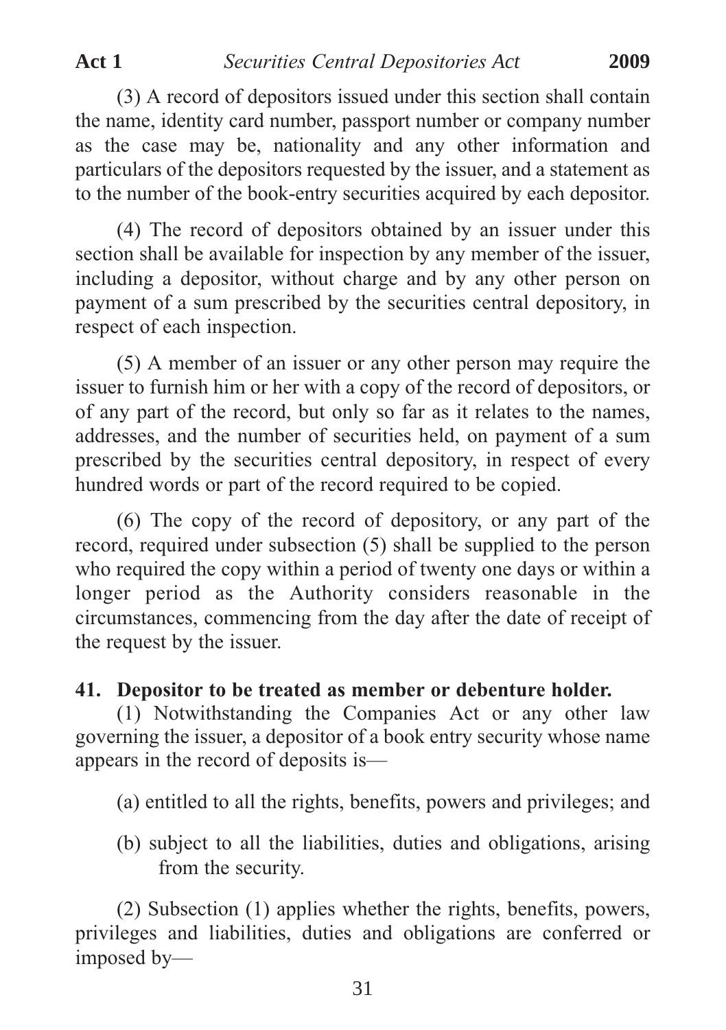(3) A record of depositors issued under this section shall contain the name, identity card number, passport number or company number as the case may be, nationality and any other information and particulars of the depositors requested by the issuer, and a statement as to the number of the book-entry securities acquired by each depositor.

(4) The record of depositors obtained by an issuer under this section shall be available for inspection by any member of the issuer, including a depositor, without charge and by any other person on payment of a sum prescribed by the securities central depository, in respect of each inspection.

(5) A member of an issuer or any other person may require the issuer to furnish him or her with a copy of the record of depositors, or of any part of the record, but only so far as it relates to the names, addresses, and the number of securities held, on payment of a sum prescribed by the securities central depository, in respect of every hundred words or part of the record required to be copied.

(6) The copy of the record of depository, or any part of the record, required under subsection (5) shall be supplied to the person who required the copy within a period of twenty one days or within a longer period as the Authority considers reasonable in the circumstances, commencing from the day after the date of receipt of the request by the issuer.

**41. Depositor to be treated as member or debenture holder.**

(1) Notwithstanding the Companies Act or any other law governing the issuer, a depositor of a book entry security whose name appears in the record of deposits is—

(a) entitled to all the rights, benefits, powers and privileges; and

(b) subject to all the liabilities, duties and obligations, arising from the security.

(2) Subsection (1) applies whether the rights, benefits, powers, privileges and liabilities, duties and obligations are conferred or imposed by—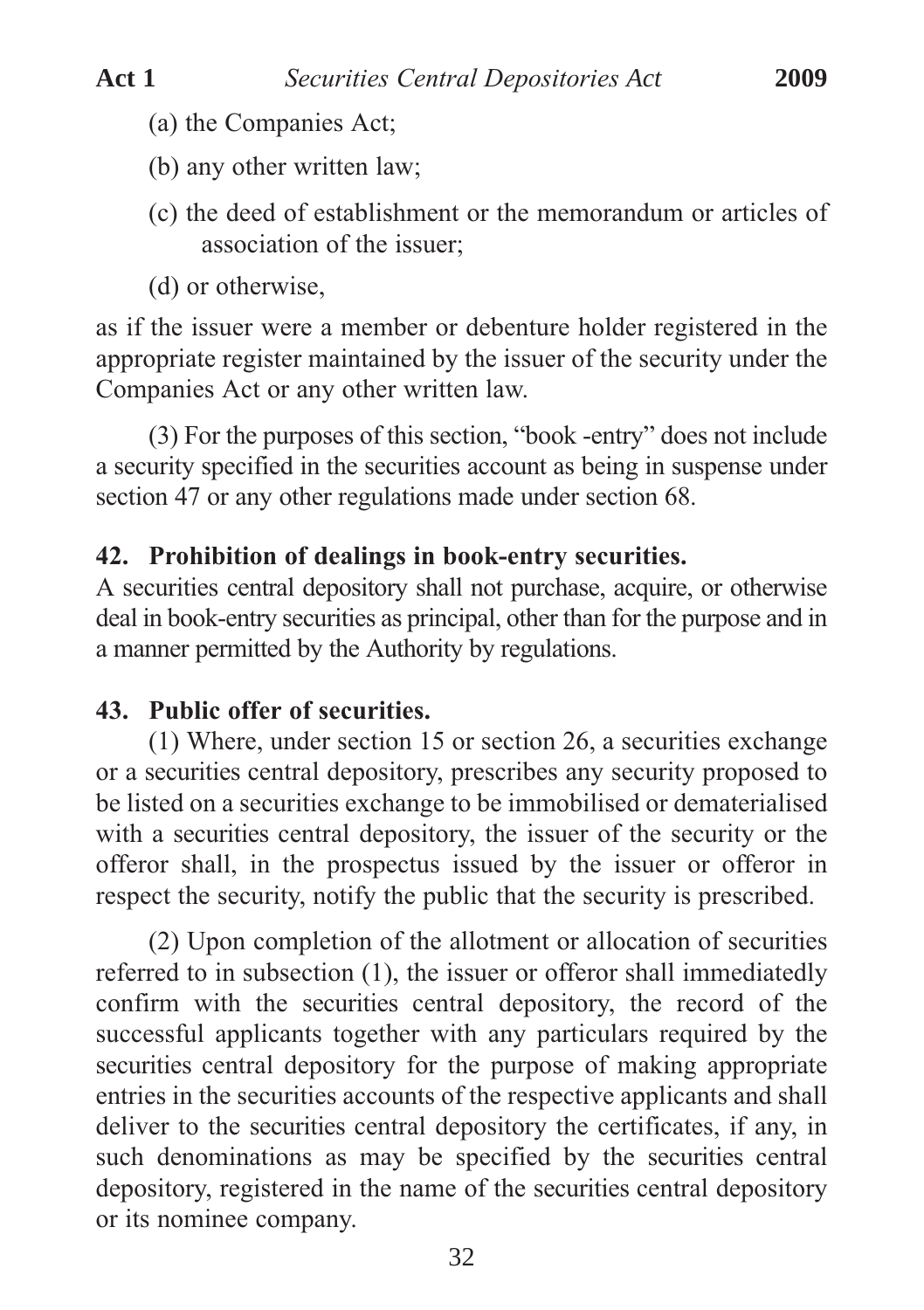(a) the Companies Act;

(b) any other written law;

(c) the deed of establishment or the memorandum or articles of association of the issuer;

(d) or otherwise,

as if the issuer were a member or debenture holder registered in the appropriate register maintained by the issuer of the security under the Companies Act or any other written law.

(3) For the purposes of this section, "book -entry" does not include a security specified in the securities account as being in suspense under section 47 or any other regulations made under section 68.

**42. Prohibition of dealings in book-entry securities.**

A securities central depository shall not purchase, acquire, or otherwise deal in book-entry securities as principal, other than for the purpose and in a manner permitted by the Authority by regulations.

**43. Public offer of securities.**

(1) Where, under section 15 or section 26, a securities exchange or a securities central depository, prescribes any security proposed to be listed on a securities exchange to be immobilised or dematerialised with a securities central depository, the issuer of the security or the offeror shall, in the prospectus issued by the issuer or offeror in respect the security, notify the public that the security is prescribed.

(2) Upon completion of the allotment or allocation of securities referred to in subsection (1), the issuer or offeror shall immediatedly confirm with the securities central depository, the record of the successful applicants together with any particulars required by the securities central depository for the purpose of making appropriate entries in the securities accounts of the respective applicants and shall deliver to the securities central depository the certificates, if any, in such denominations as may be specified by the securities central depository, registered in the name of the securities central depository or its nominee company.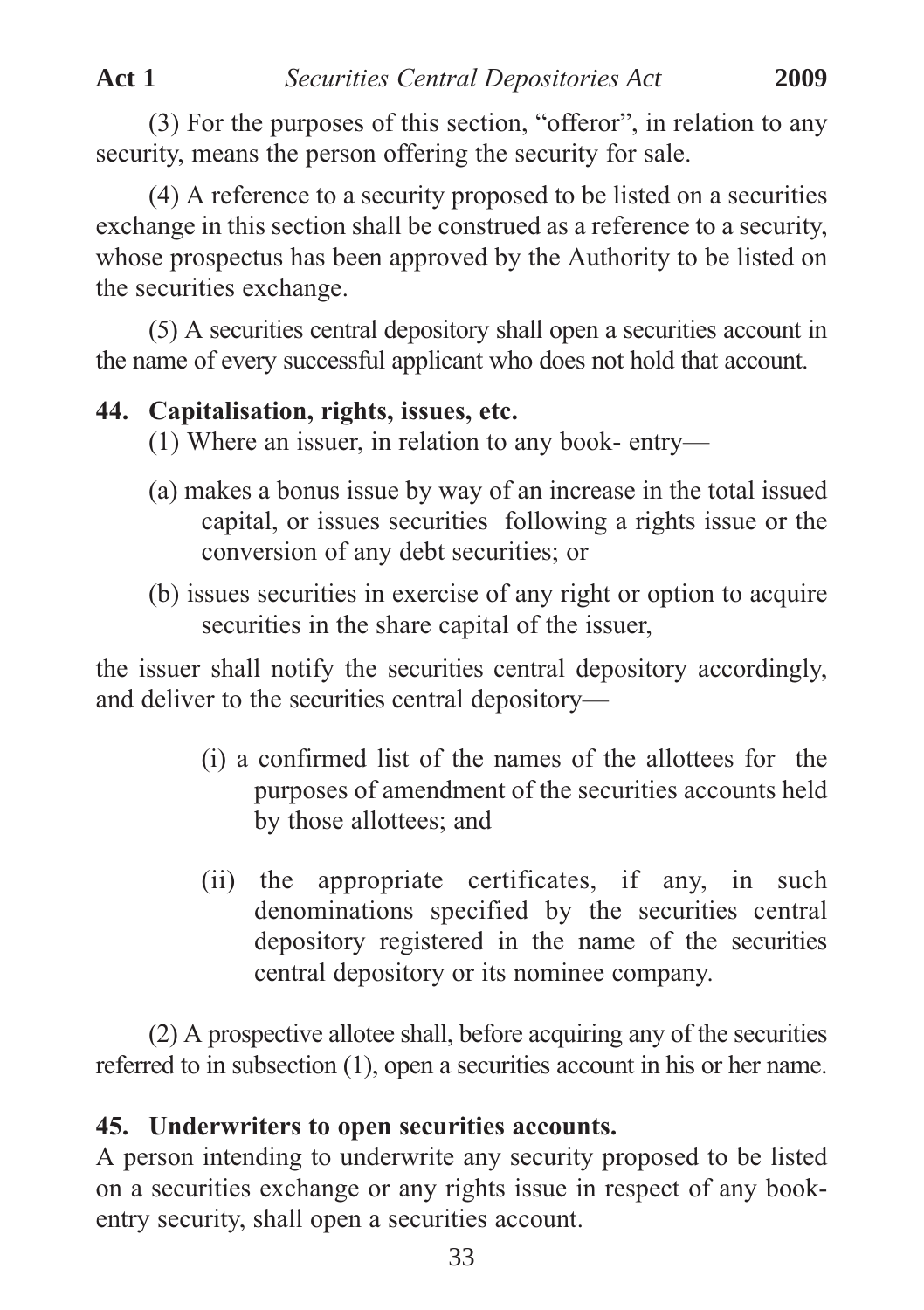(3) For the purposes of this section, "offeror", in relation to any security, means the person offering the security for sale.

(4) A reference to a security proposed to be listed on a securities exchange in this section shall be construed as a reference to a security, whose prospectus has been approved by the Authority to be listed on the securities exchange.

(5) A securities central depository shall open a securities account in the name of every successful applicant who does not hold that account.

**44. Capitalisation, rights, issues, etc.**

(1) Where an issuer, in relation to any book- entry—

(a) makes a bonus issue by way of an increase in the total issued capital, or issues securities following a rights issue or the conversion of any debt securities; or

(b) issues securities in exercise of any right or option to acquire securities in the share capital of the issuer,

the issuer shall notify the securities central depository accordingly, and deliver to the securities central depository—

(i) a confirmed list of the names of the allottees for the purposes of amendment of the securities accounts held by those allottees; and

(ii) the appropriate certificates, if any, in such denominations specified by the securities central depository registered in the name of the securities central depository or its nominee company.

(2) A prospective allotee shall, before acquiring any of the securities referred to in subsection (1), open a securities account in his or her name.

**45. Underwriters to open securities accounts.**

A person intending to underwrite any security proposed to be listed on a securities exchange or any rights issue in respect of any book-entry security, shall open a securities account.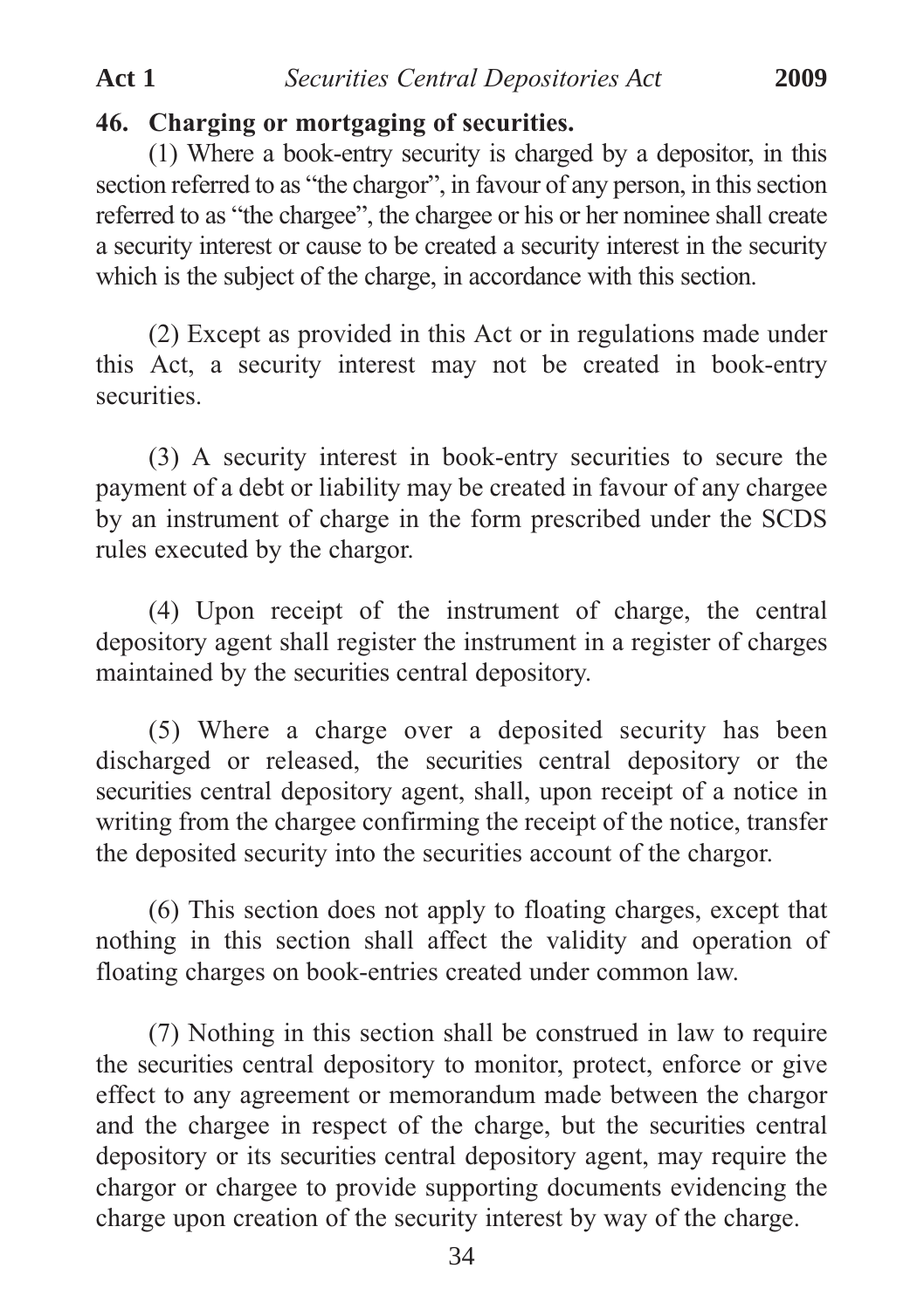## 46. Charging or mortgaging of securities.

(1) Where a book-entry security is charged by a depositor, in this section referred to as "the chargor", in favour of any person, in this section referred to as "the chargee", the chargee or his or her nominee shall create a security interest or cause to be created a security interest in the security which is the subject of the charge, in accordance with this section.

(2) Except as provided in this Act or in regulations made under this Act, a security interest may not be created in book-entry securities.

(3) A security interest in book-entry securities to secure the payment of a debt or liability may be created in favour of any chargee by an instrument of charge in the form prescribed under the SCDS rules executed by the chargor.

(4) Upon receipt of the instrument of charge, the central depository agent shall register the instrument in a register of charges maintained by the securities central depository.

(5) Where a charge over a deposited security has been discharged or released, the securities central depository or the securities central depository agent, shall, upon receipt of a notice in writing from the chargee confirming the receipt of the notice, transfer the deposited security into the securities account of the chargor.

(6) This section does not apply to floating charges, except that nothing in this section shall affect the validity and operation of floating charges on book-entries created under common law.

(7) Nothing in this section shall be construed in law to require the securities central depository to monitor, protect, enforce or give effect to any agreement or memorandum made between the chargor and the chargee in respect of the charge, but the securities central depository or its securities central depository agent, may require the chargor or chargee to provide supporting documents evidencing the charge upon creation of the security interest by way of the charge.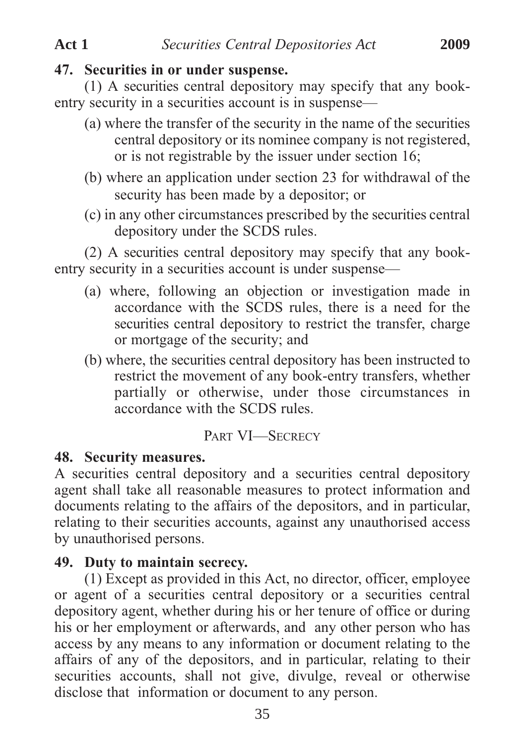**47. Securities in or under suspense.**

(1) A securities central depository may specify that any book-entry security in a securities account is in suspense—

(a) where the transfer of the security in the name of the securities central depository or its nominee company is not registered, or is not registrable by the issuer under section 16;

(b) where an application under section 23 for withdrawal of the security has been made by a depositor; or

(c) in any other circumstances prescribed by the securities central depository under the SCDS rules.

(2) A securities central depository may specify that any book-entry security in a securities account is under suspense—

(a) where, following an objection or investigation made in accordance with the SCDS rules, there is a need for the securities central depository to restrict the transfer, charge or mortgage of the security; and

(b) where, the securities central depository has been instructed to restrict the movement of any book-entry transfers, whether partially or otherwise, under those circumstances in accordance with the SCDS rules.

## PART VI—SECRECY

**48. Security measures.**

A securities central depository and a securities central depository agent shall take all reasonable measures to protect information and documents relating to the affairs of the depositors, and in particular, relating to their securities accounts, against any unauthorised access by unauthorised persons.

**49. Duty to maintain secrecy.**

(1) Except as provided in this Act, no director, officer, employee or agent of a securities central depository or a securities central depository agent, whether during his or her tenure of office or during his or her employment or afterwards, and any other person who has access by any means to any information or document relating to the affairs of any of the depositors, and in particular, relating to their securities accounts, shall not give, divulge, reveal or otherwise disclose that information or document to any person.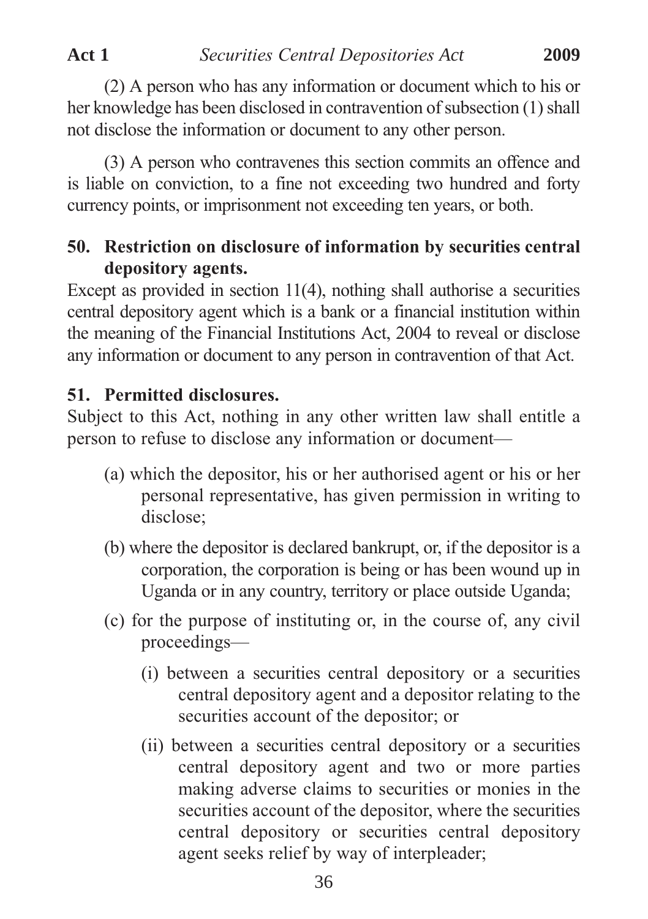(2) A person who has any information or document which to his or her knowledge has been disclosed in contravention of subsection (1) shall not disclose the information or document to any other person.

(3) A person who contravenes this section commits an offence and is liable on conviction, to a fine not exceeding two hundred and forty currency points, or imprisonment not exceeding ten years, or both.

**50. Restriction on disclosure of information by securities central depository agents.**

Except as provided in section 11(4), nothing shall authorise a securities central depository agent which is a bank or a financial institution within the meaning of the Financial Institutions Act, 2004 to reveal or disclose any information or document to any person in contravention of that Act.

**51. Permitted disclosures.**

Subject to this Act, nothing in any other written law shall entitle a person to refuse to disclose any information or document—

(a) which the depositor, his or her authorised agent or his or her personal representative, has given permission in writing to disclose;

(b) where the depositor is declared bankrupt, or, if the depositor is a corporation, the corporation is being or has been wound up in Uganda or in any country, territory or place outside Uganda;

(c) for the purpose of instituting or, in the course of, any civil proceedings—

(i) between a securities central depository or a securities central depository agent and a depositor relating to the securities account of the depositor; or

(ii) between a securities central depository or a securities central depository agent and two or more parties making adverse claims to securities or monies in the securities account of the depositor, where the securities central depository or securities central depository agent seeks relief by way of interpleader;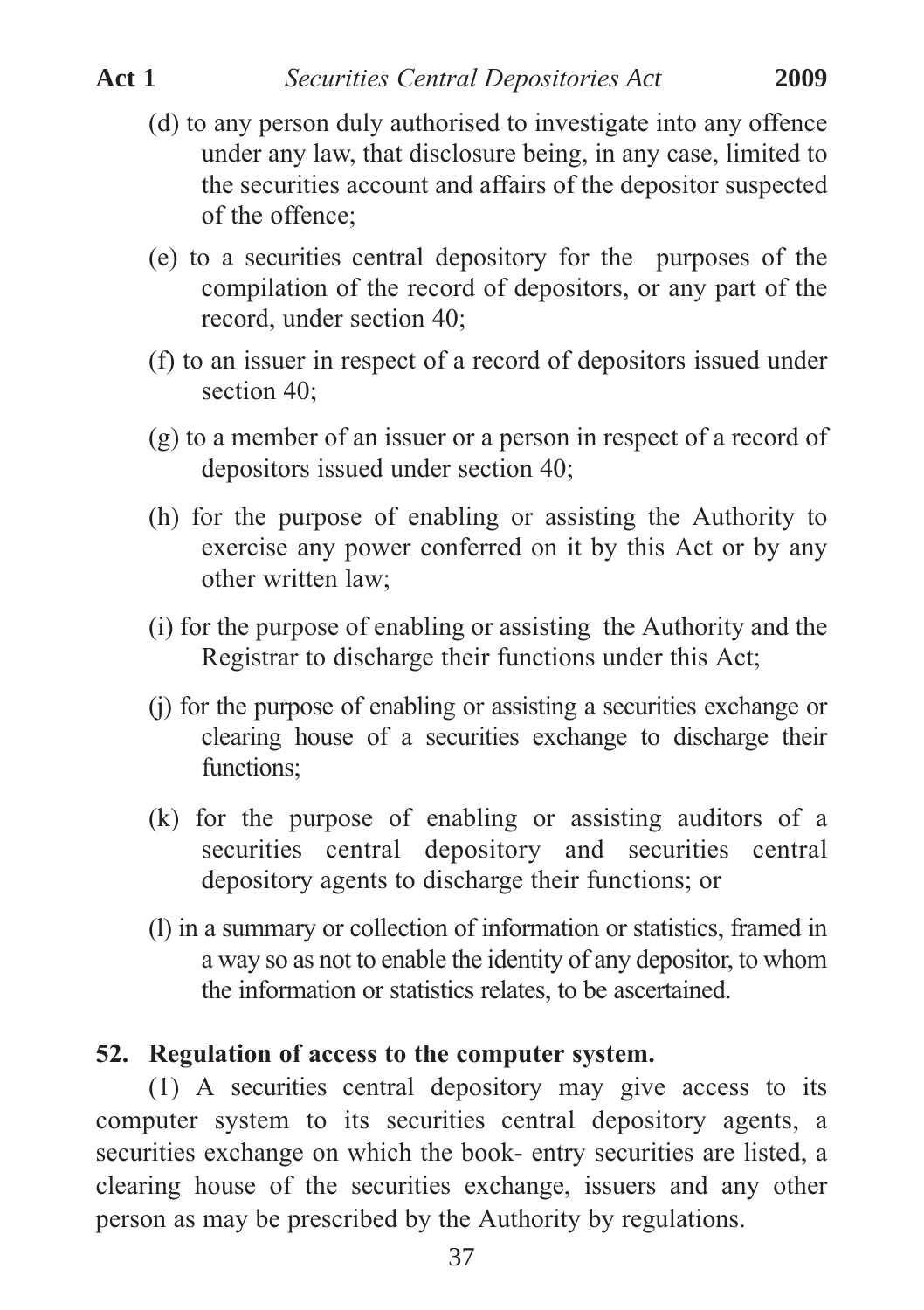(d) to any person duly authorised to investigate into any offence under any law, that disclosure being, in any case, limited to the securities account and affairs of the depositor suspected of the offence;

(e) to a securities central depository for the purposes of the compilation of the record of depositors, or any part of the record, under section 40;

(f) to an issuer in respect of a record of depositors issued under section 40;

(g) to a member of an issuer or a person in respect of a record of depositors issued under section 40;

(h) for the purpose of enabling or assisting the Authority to exercise any power conferred on it by this Act or by any other written law;

(i) for the purpose of enabling or assisting the Authority and the Registrar to discharge their functions under this Act;

(j) for the purpose of enabling or assisting a securities exchange or clearing house of a securities exchange to discharge their functions;

(k) for the purpose of enabling or assisting auditors of a securities central depository and securities central depository agents to discharge their functions; or

(l) in a summary or collection of information or statistics, framed in a way so as not to enable the identity of any depositor, to whom the information or statistics relates, to be ascertained.

**52. Regulation of access to the computer system.**

(1) A securities central depository may give access to its computer system to its securities central depository agents, a securities exchange on which the book- entry securities are listed, a clearing house of the securities exchange, issuers and any other person as may be prescribed by the Authority by regulations.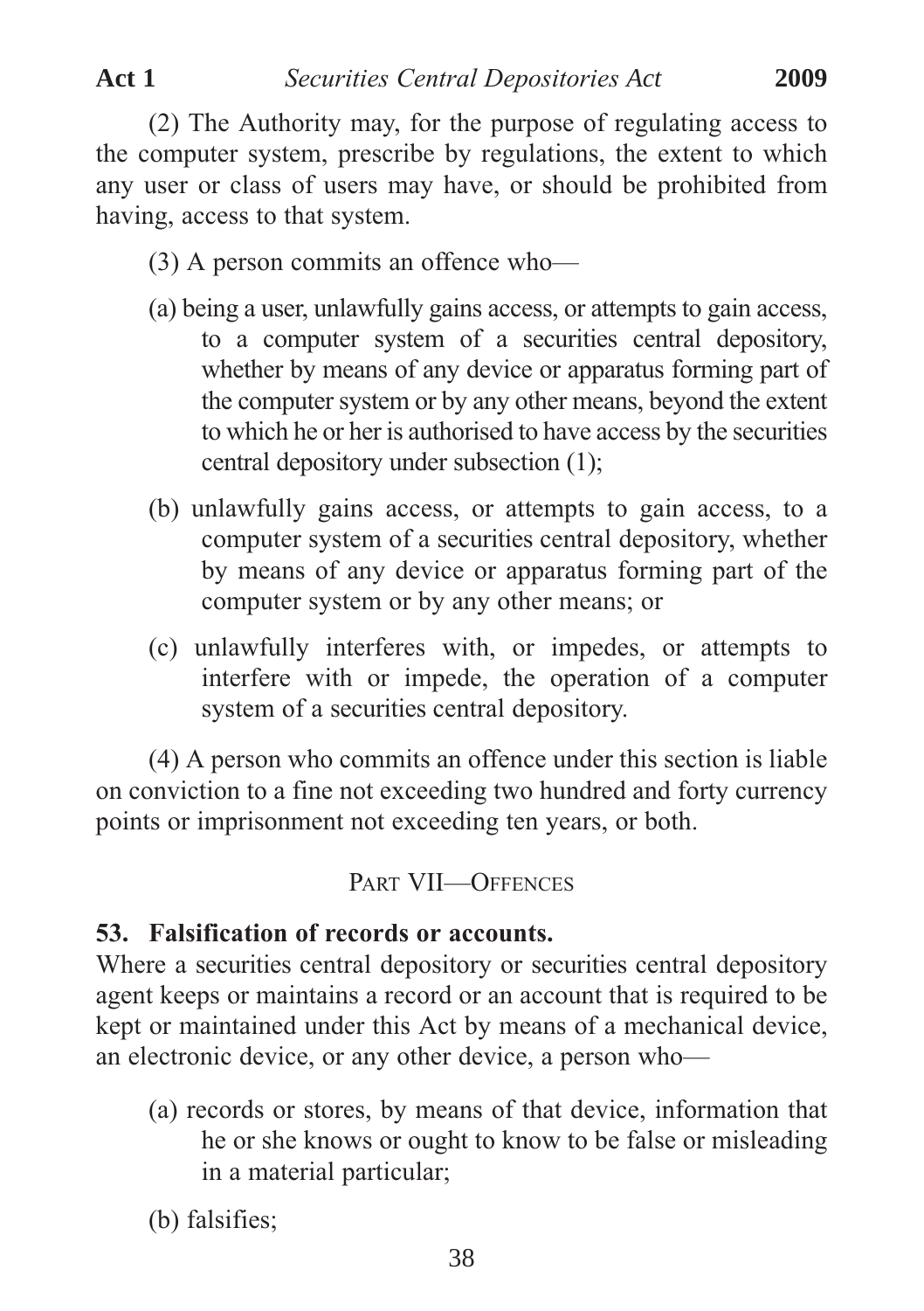(2) The Authority may, for the purpose of regulating access to the computer system, prescribe by regulations, the extent to which any user or class of users may have, or should be prohibited from having, access to that system.

(3) A person commits an offence who—

(a) being a user, unlawfully gains access, or attempts to gain access, to a computer system of a securities central depository, whether by means of any device or apparatus forming part of the computer system or by any other means, beyond the extent to which he or her is authorised to have access by the securities central depository under subsection (1);

(b) unlawfully gains access, or attempts to gain access, to a computer system of a securities central depository, whether by means of any device or apparatus forming part of the computer system or by any other means; or

(c) unlawfully interferes with, or impedes, or attempts to interfere with or impede, the operation of a computer system of a securities central depository.

(4) A person who commits an offence under this section is liable on conviction to a fine not exceeding two hundred and forty currency points or imprisonment not exceeding ten years, or both.

## PART VII—OFFENCES

### 53. Falsification of records or accounts.

Where a securities central depository or securities central depository agent keeps or maintains a record or an account that is required to be kept or maintained under this Act by means of a mechanical device, an electronic device, or any other device, a person who—

(a) records or stores, by means of that device, information that he or she knows or ought to know to be false or misleading in a material particular;

(b) falsifies;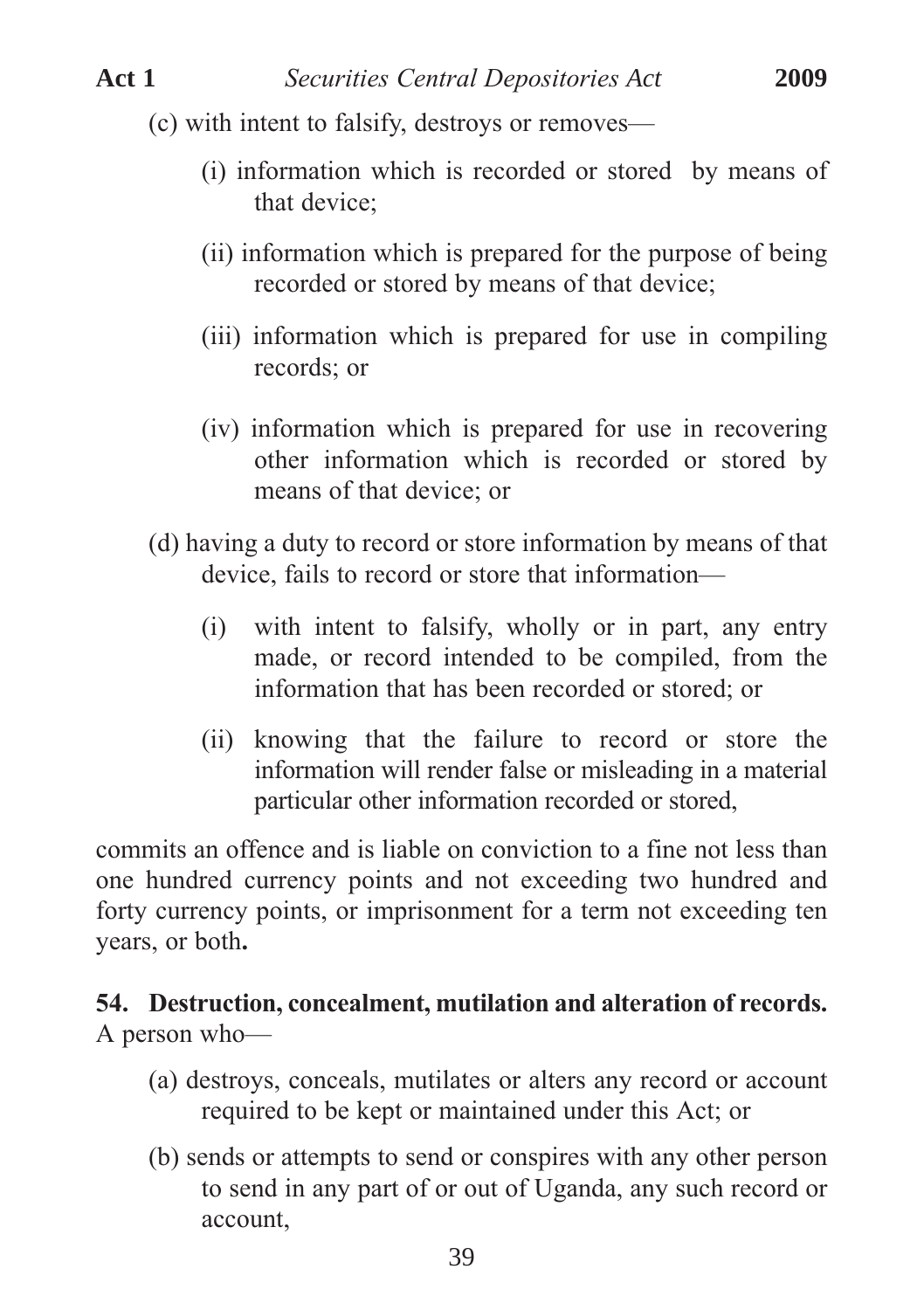(c) with intent to falsify, destroys or removes—

- (i) information which is recorded or stored by means of that device;
- (ii) information which is prepared for the purpose of being recorded or stored by means of that device;
- (iii) information which is prepared for use in compiling records; or
- (iv) information which is prepared for use in recovering other information which is recorded or stored by means of that device; or

(d) having a duty to record or store information by means of that device, fails to record or store that information—

- (i) with intent to falsify, wholly or in part, any entry made, or record intended to be compiled, from the information that has been recorded or stored; or
- (ii) knowing that the failure to record or store the information will render false or misleading in a material particular other information recorded or stored,

commits an offence and is liable on conviction to a fine not less than one hundred currency points and not exceeding two hundred and forty currency points, or imprisonment for a term not exceeding ten years, or both**.**

**54. Destruction, concealment, mutilation and alteration of records.**
A person who—

(a) destroys, conceals, mutilates or alters any record or account required to be kept or maintained under this Act; or

(b) sends or attempts to send or conspires with any other person to send in any part of or out of Uganda, any such record or account,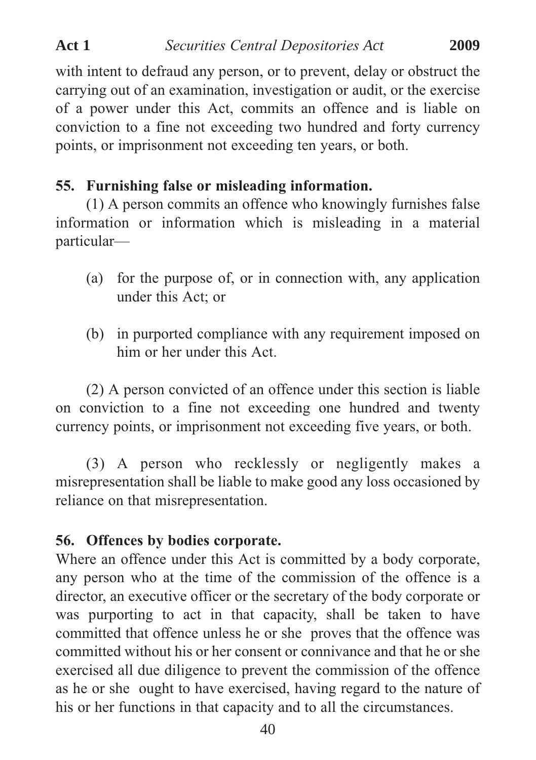with intent to defraud any person, or to prevent, delay or obstruct the carrying out of an examination, investigation or audit, or the exercise of a power under this Act, commits an offence and is liable on conviction to a fine not exceeding two hundred and forty currency points, or imprisonment not exceeding ten years, or both.

**55. Furnishing false or misleading information.**

(1) A person commits an offence who knowingly furnishes false information or information which is misleading in a material particular—

(a) for the purpose of, or in connection with, any application under this Act; or

(b) in purported compliance with any requirement imposed on him or her under this Act.

(2) A person convicted of an offence under this section is liable on conviction to a fine not exceeding one hundred and twenty currency points, or imprisonment not exceeding five years, or both.

(3) A person who recklessly or negligently makes a misrepresentation shall be liable to make good any loss occasioned by reliance on that misrepresentation.

**56. Offences by bodies corporate.**

Where an offence under this Act is committed by a body corporate, any person who at the time of the commission of the offence is a director, an executive officer or the secretary of the body corporate or was purporting to act in that capacity, shall be taken to have committed that offence unless he or she proves that the offence was committed without his or her consent or connivance and that he or she exercised all due diligence to prevent the commission of the offence as he or she ought to have exercised, having regard to the nature of his or her functions in that capacity and to all the circumstances.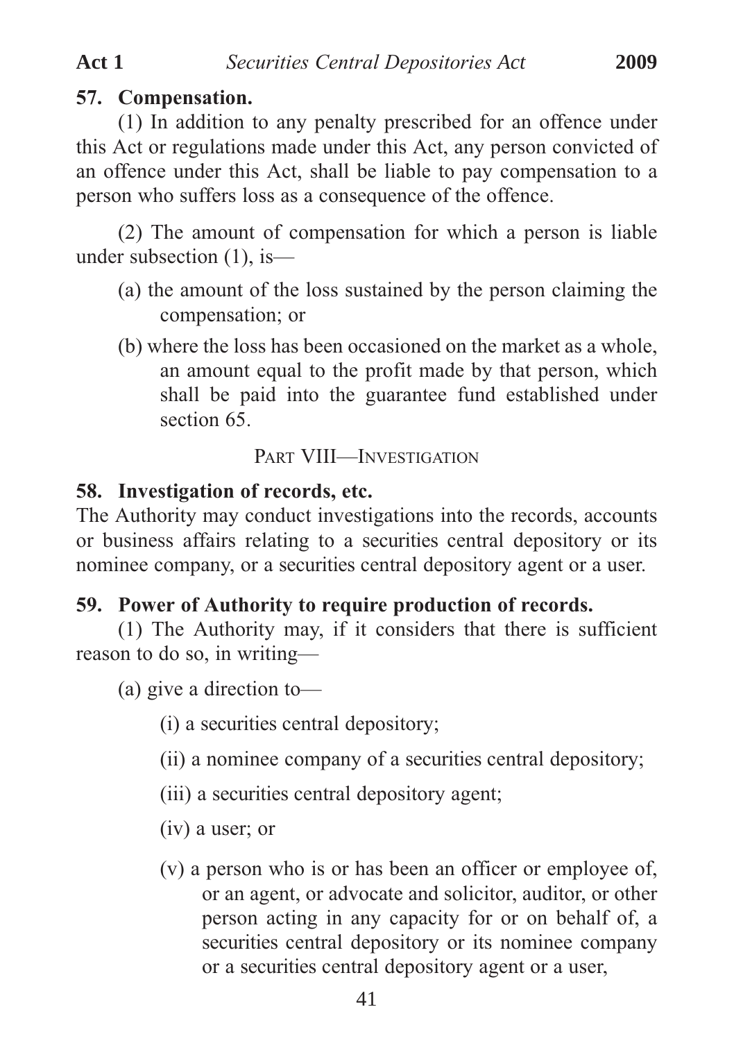### 57. Compensation.

(1) In addition to any penalty prescribed for an offence under this Act or regulations made under this Act, any person convicted of an offence under this Act, shall be liable to pay compensation to a person who suffers loss as a consequence of the offence.

(2) The amount of compensation for which a person is liable under subsection (1), is—

(a) the amount of the loss sustained by the person claiming the compensation; or

(b) where the loss has been occasioned on the market as a whole, an amount equal to the profit made by that person, which shall be paid into the guarantee fund established under section 65.

## PART VIII—INVESTIGATION

### 58. Investigation of records, etc.

The Authority may conduct investigations into the records, accounts or business affairs relating to a securities central depository or its nominee company, or a securities central depository agent or a user.

### 59. Power of Authority to require production of records.

(1) The Authority may, if it considers that there is sufficient reason to do so, in writing—

(a) give a direction to—

(i) a securities central depository;

(ii) a nominee company of a securities central depository;

(iii) a securities central depository agent;

(iv) a user; or

(v) a person who is or has been an officer or employee of, or an agent, or advocate and solicitor, auditor, or other person acting in any capacity for or on behalf of, a securities central depository or its nominee company or a securities central depository agent or a user,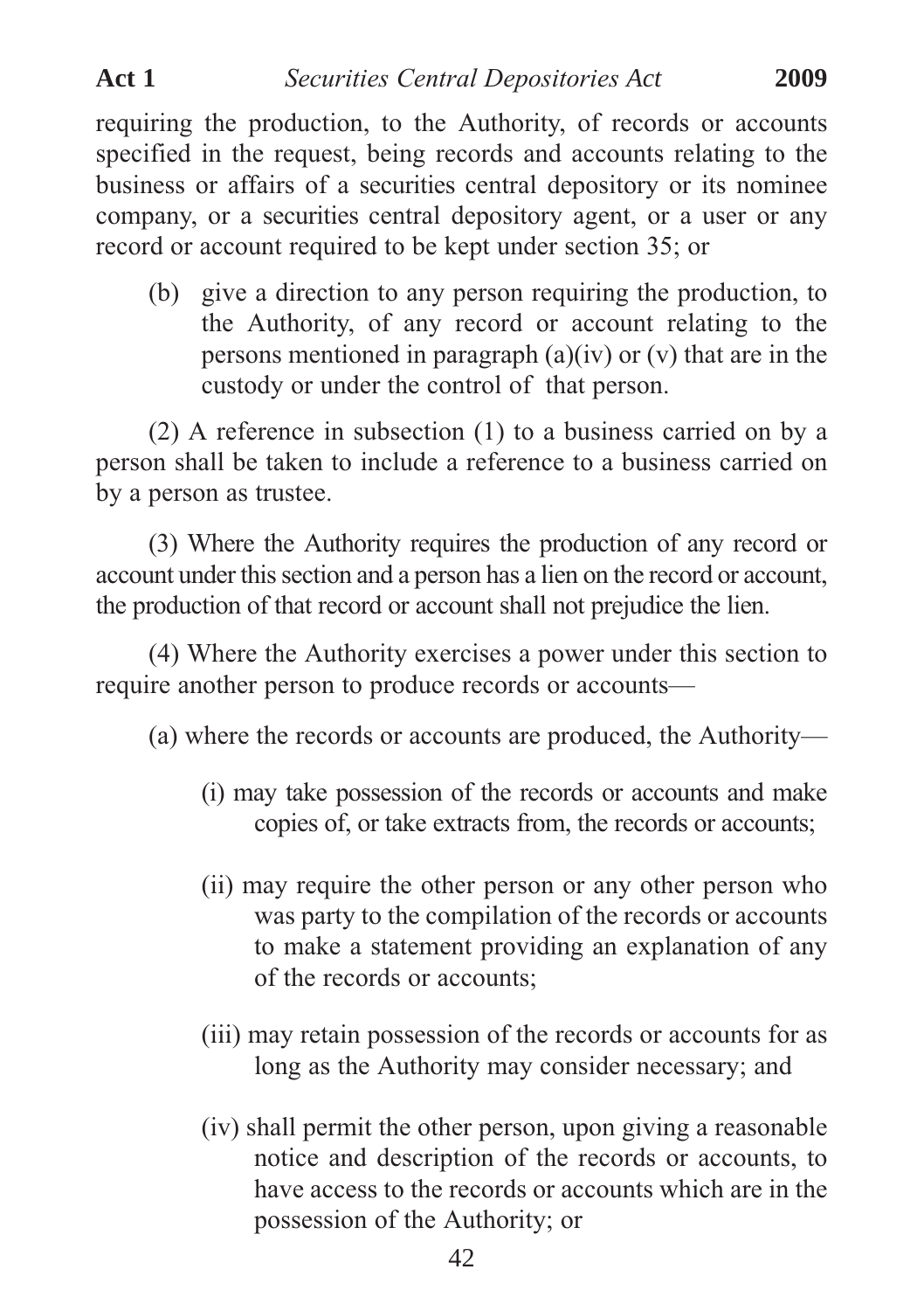requiring the production, to the Authority, of records or accounts specified in the request, being records and accounts relating to the business or affairs of a securities central depository or its nominee company, or a securities central depository agent, or a user or any record or account required to be kept under section 35; or

(b) give a direction to any person requiring the production, to the Authority, of any record or account relating to the persons mentioned in paragraph (a)(iv) or (v) that are in the custody or under the control of that person.

(2) A reference in subsection (1) to a business carried on by a person shall be taken to include a reference to a business carried on by a person as trustee.

(3) Where the Authority requires the production of any record or account under this section and a person has a lien on the record or account, the production of that record or account shall not prejudice the lien.

(4) Where the Authority exercises a power under this section to require another person to produce records or accounts—

(a) where the records or accounts are produced, the Authority—

(i) may take possession of the records or accounts and make copies of, or take extracts from, the records or accounts;

(ii) may require the other person or any other person who was party to the compilation of the records or accounts to make a statement providing an explanation of any of the records or accounts;

(iii) may retain possession of the records or accounts for as long as the Authority may consider necessary; and

(iv) shall permit the other person, upon giving a reasonable notice and description of the records or accounts, to have access to the records or accounts which are in the possession of the Authority; or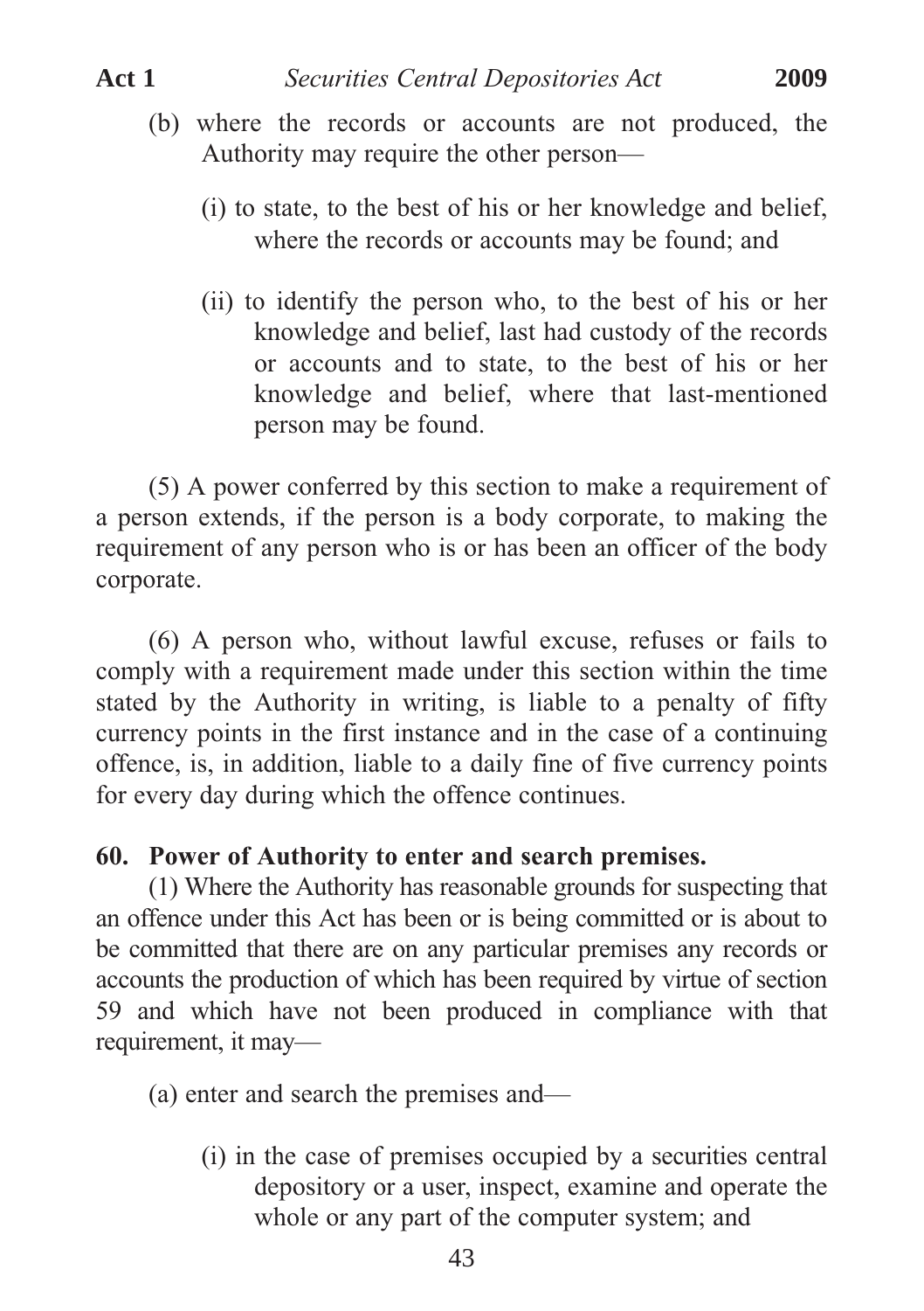(b) where the records or accounts are not produced, the Authority may require the other person—

(i) to state, to the best of his or her knowledge and belief, where the records or accounts may be found; and

(ii) to identify the person who, to the best of his or her knowledge and belief, last had custody of the records or accounts and to state, to the best of his or her knowledge and belief, where that last-mentioned person may be found.

(5) A power conferred by this section to make a requirement of a person extends, if the person is a body corporate, to making the requirement of any person who is or has been an officer of the body corporate.

(6) A person who, without lawful excuse, refuses or fails to comply with a requirement made under this section within the time stated by the Authority in writing, is liable to a penalty of fifty currency points in the first instance and in the case of a continuing offence, is, in addition, liable to a daily fine of five currency points for every day during which the offence continues.

**60. Power of Authority to enter and search premises.**

(1) Where the Authority has reasonable grounds for suspecting that an offence under this Act has been or is being committed or is about to be committed that there are on any particular premises any records or accounts the production of which has been required by virtue of section 59 and which have not been produced in compliance with that requirement, it may—

(a) enter and search the premises and—

(i) in the case of premises occupied by a securities central depository or a user, inspect, examine and operate the whole or any part of the computer system; and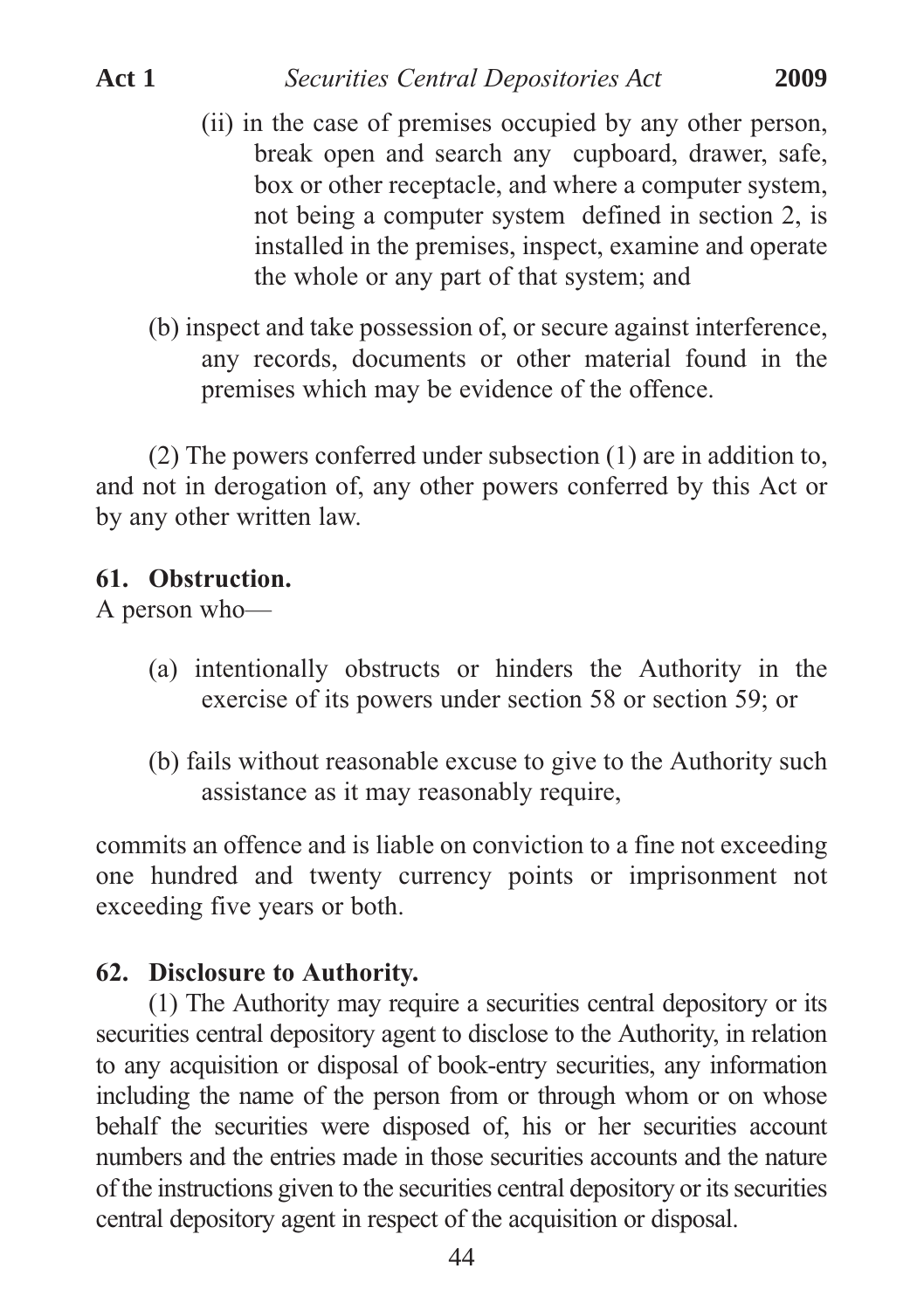(ii) in the case of premises occupied by any other person, break open and search any cupboard, drawer, safe, box or other receptacle, and where a computer system, not being a computer system defined in section 2, is installed in the premises, inspect, examine and operate the whole or any part of that system; and

(b) inspect and take possession of, or secure against interference, any records, documents or other material found in the premises which may be evidence of the offence.

(2) The powers conferred under subsection (1) are in addition to, and not in derogation of, any other powers conferred by this Act or by any other written law.

**61. Obstruction.**

A person who—

(a) intentionally obstructs or hinders the Authority in the exercise of its powers under section 58 or section 59; or

(b) fails without reasonable excuse to give to the Authority such assistance as it may reasonably require,

commits an offence and is liable on conviction to a fine not exceeding one hundred and twenty currency points or imprisonment not exceeding five years or both.

**62. Disclosure to Authority.**

(1) The Authority may require a securities central depository or its securities central depository agent to disclose to the Authority, in relation to any acquisition or disposal of book-entry securities, any information including the name of the person from or through whom or on whose behalf the securities were disposed of, his or her securities account numbers and the entries made in those securities accounts and the nature of the instructions given to the securities central depository or its securities central depository agent in respect of the acquisition or disposal.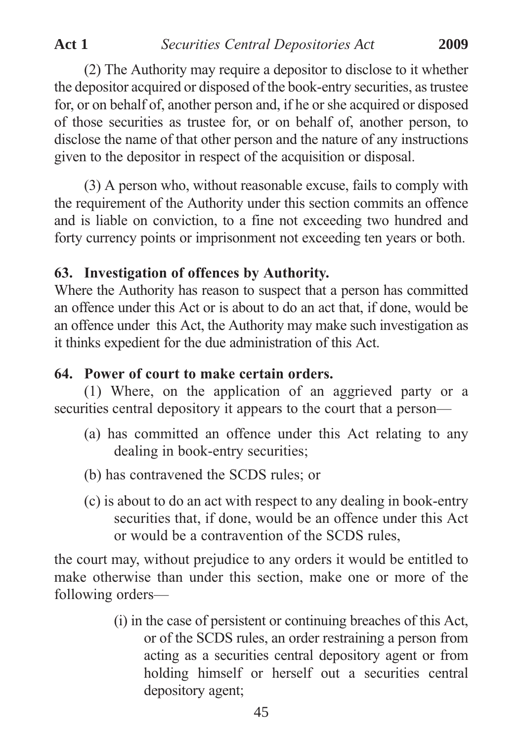(2) The Authority may require a depositor to disclose to it whether the depositor acquired or disposed of the book-entry securities, as trustee for, or on behalf of, another person and, if he or she acquired or disposed of those securities as trustee for, or on behalf of, another person, to disclose the name of that other person and the nature of any instructions given to the depositor in respect of the acquisition or disposal.

(3) A person who, without reasonable excuse, fails to comply with the requirement of the Authority under this section commits an offence and is liable on conviction, to a fine not exceeding two hundred and forty currency points or imprisonment not exceeding ten years or both.

### 63. Investigation of offences by Authority.

Where the Authority has reason to suspect that a person has committed an offence under this Act or is about to do an act that, if done, would be an offence under this Act, the Authority may make such investigation as it thinks expedient for the due administration of this Act.

### 64. Power of court to make certain orders.

(1) Where, on the application of an aggrieved party or a securities central depository it appears to the court that a person—

(a) has committed an offence under this Act relating to any dealing in book-entry securities;

(b) has contravened the SCDS rules; or

(c) is about to do an act with respect to any dealing in book-entry securities that, if done, would be an offence under this Act or would be a contravention of the SCDS rules,

the court may, without prejudice to any orders it would be entitled to make otherwise than under this section, make one or more of the following orders—

(i) in the case of persistent or continuing breaches of this Act, or of the SCDS rules, an order restraining a person from acting as a securities central depository agent or from holding himself or herself out a securities central depository agent;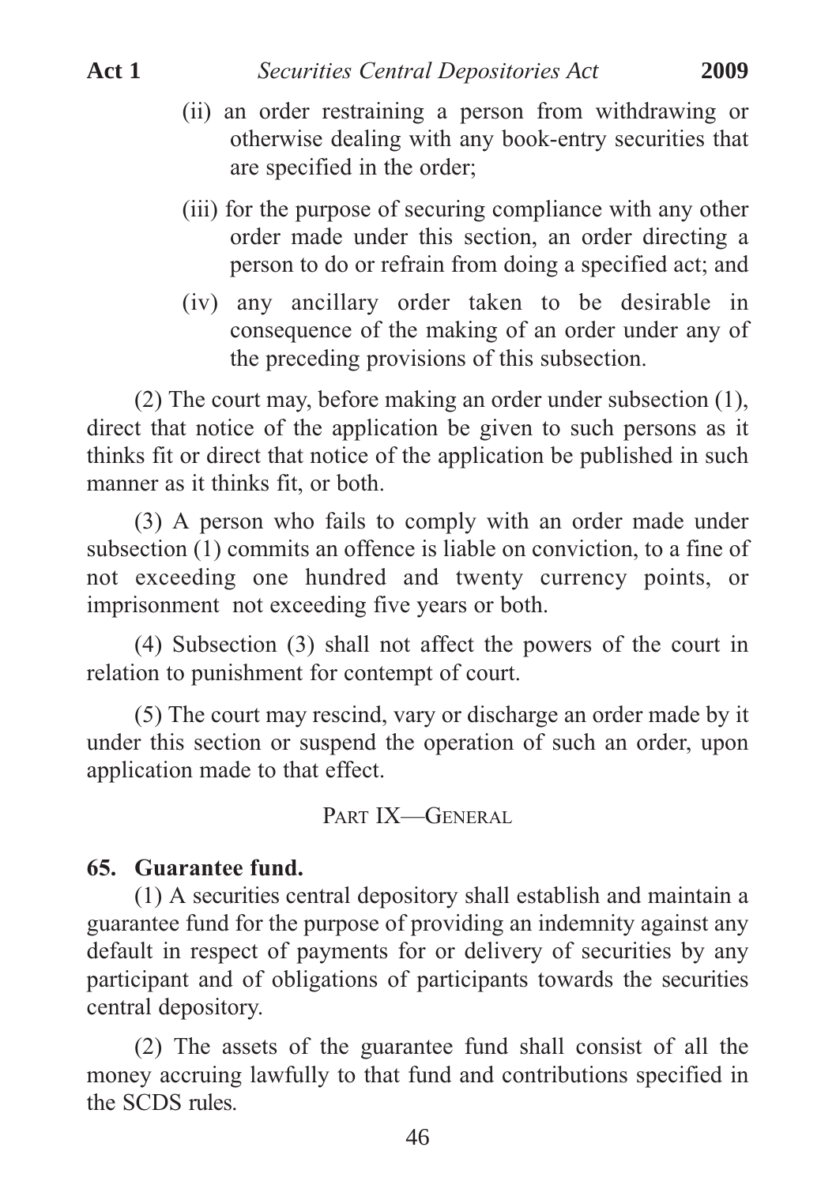(ii) an order restraining a person from withdrawing or otherwise dealing with any book-entry securities that are specified in the order;

(iii) for the purpose of securing compliance with any other order made under this section, an order directing a person to do or refrain from doing a specified act; and

(iv) any ancillary order taken to be desirable in consequence of the making of an order under any of the preceding provisions of this subsection.

(2) The court may, before making an order under subsection (1), direct that notice of the application be given to such persons as it thinks fit or direct that notice of the application be published in such manner as it thinks fit, or both.

(3) A person who fails to comply with an order made under subsection (1) commits an offence is liable on conviction, to a fine of not exceeding one hundred and twenty currency points, or imprisonment not exceeding five years or both.

(4) Subsection (3) shall not affect the powers of the court in relation to punishment for contempt of court.

(5) The court may rescind, vary or discharge an order made by it under this section or suspend the operation of such an order, upon application made to that effect.

## PART IX—GENERAL

### 65. Guarantee fund.

(1) A securities central depository shall establish and maintain a guarantee fund for the purpose of providing an indemnity against any default in respect of payments for or delivery of securities by any participant and of obligations of participants towards the securities central depository.

(2) The assets of the guarantee fund shall consist of all the money accruing lawfully to that fund and contributions specified in the SCDS rules.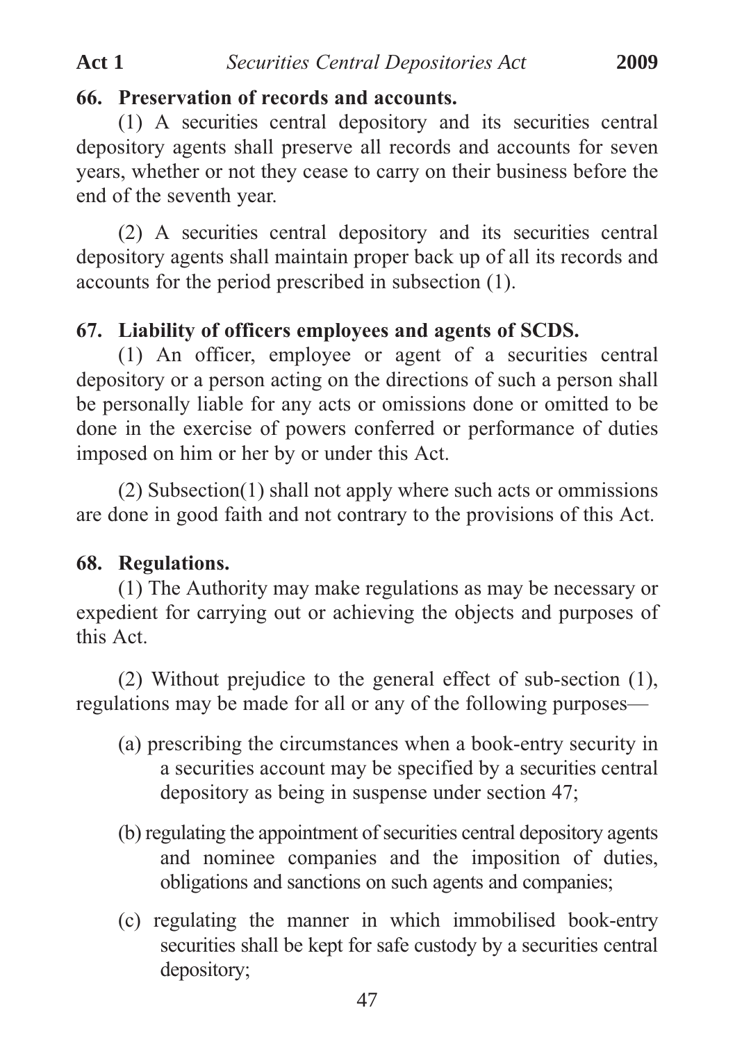### 66. Preservation of records and accounts.

(1) A securities central depository and its securities central depository agents shall preserve all records and accounts for seven years, whether or not they cease to carry on their business before the end of the seventh year.

(2) A securities central depository and its securities central depository agents shall maintain proper back up of all its records and accounts for the period prescribed in subsection (1).

### 67. Liability of officers employees and agents of SCDS.

(1) An officer, employee or agent of a securities central depository or a person acting on the directions of such a person shall be personally liable for any acts or omissions done or omitted to be done in the exercise of powers conferred or performance of duties imposed on him or her by or under this Act.

(2) Subsection(1) shall not apply where such acts or ommissions are done in good faith and not contrary to the provisions of this Act.

### 68. Regulations.

(1) The Authority may make regulations as may be necessary or expedient for carrying out or achieving the objects and purposes of this Act.

(2) Without prejudice to the general effect of sub-section (1), regulations may be made for all or any of the following purposes—

(a) prescribing the circumstances when a book-entry security in a securities account may be specified by a securities central depository as being in suspense under section 47;

(b) regulating the appointment of securities central depository agents and nominee companies and the imposition of duties, obligations and sanctions on such agents and companies;

(c) regulating the manner in which immobilised book-entry securities shall be kept for safe custody by a securities central depository;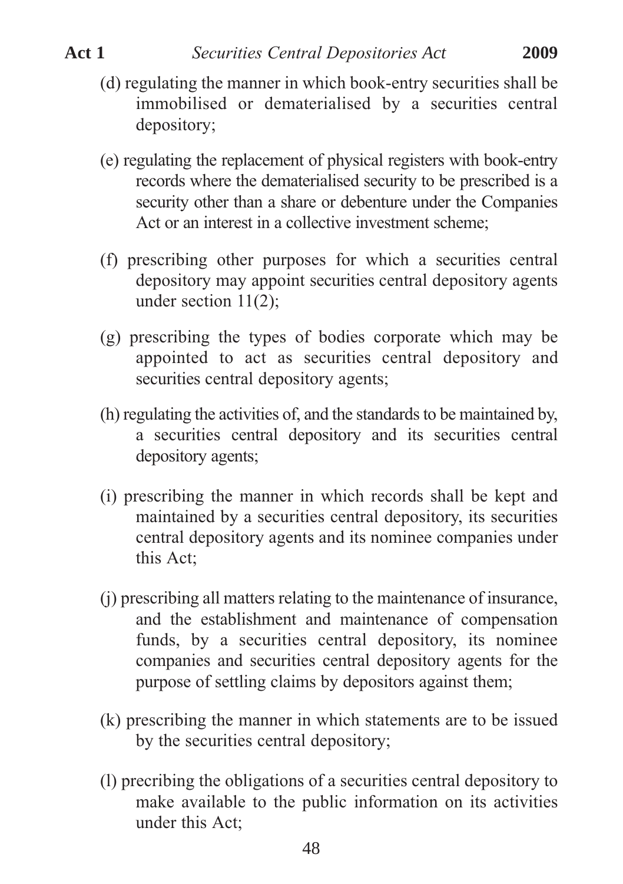(d) regulating the manner in which book-entry securities shall be immobilised or dematerialised by a securities central depository;

(e) regulating the replacement of physical registers with book-entry records where the dematerialised security to be prescribed is a security other than a share or debenture under the Companies Act or an interest in a collective investment scheme;

(f) prescribing other purposes for which a securities central depository may appoint securities central depository agents under section 11(2);

(g) prescribing the types of bodies corporate which may be appointed to act as securities central depository and securities central depository agents;

(h) regulating the activities of, and the standards to be maintained by, a securities central depository and its securities central depository agents;

(i) prescribing the manner in which records shall be kept and maintained by a securities central depository, its securities central depository agents and its nominee companies under this Act;

(j) prescribing all matters relating to the maintenance of insurance, and the establishment and maintenance of compensation funds, by a securities central depository, its nominee companies and securities central depository agents for the purpose of settling claims by depositors against them;

(k) prescribing the manner in which statements are to be issued by the securities central depository;

(l) precribing the obligations of a securities central depository to make available to the public information on its activities under this Act;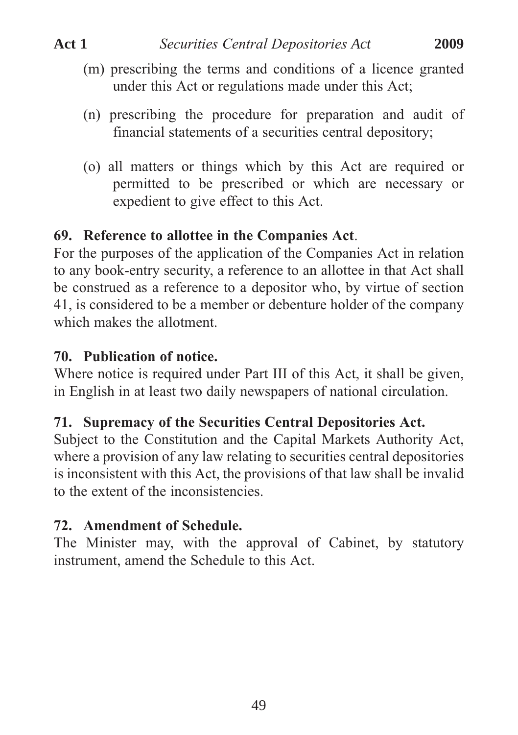(m) prescribing the terms and conditions of a licence granted under this Act or regulations made under this Act;

(n) prescribing the procedure for preparation and audit of financial statements of a securities central depository;

(o) all matters or things which by this Act are required or permitted to be prescribed or which are necessary or expedient to give effect to this Act.

**69. Reference to allottee in the Companies Act**.

For the purposes of the application of the Companies Act in relation to any book-entry security, a reference to an allottee in that Act shall be construed as a reference to a depositor who, by virtue of section 41, is considered to be a member or debenture holder of the company which makes the allotment.

**70. Publication of notice.**

Where notice is required under Part III of this Act, it shall be given, in English in at least two daily newspapers of national circulation.

**71. Supremacy of the Securities Central Depositories Act.**

Subject to the Constitution and the Capital Markets Authority Act, where a provision of any law relating to securities central depositories is inconsistent with this Act, the provisions of that law shall be invalid to the extent of the inconsistencies.

**72. Amendment of Schedule.**

The Minister may, with the approval of Cabinet, by statutory instrument, amend the Schedule to this Act.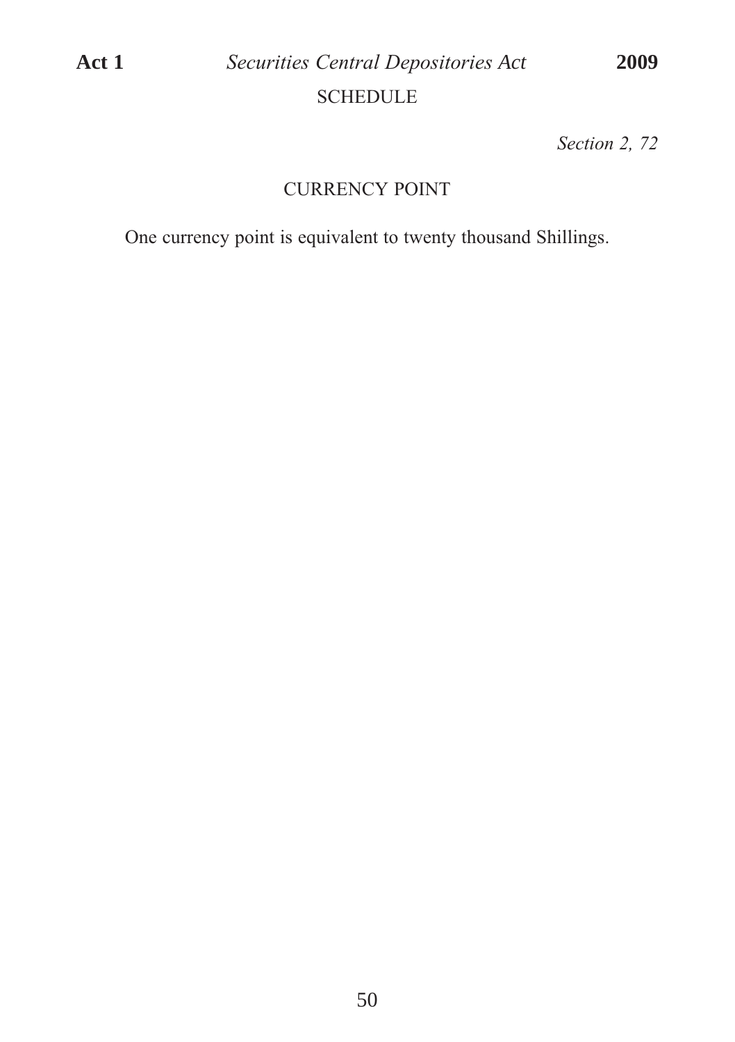# SCHEDULE

*Section 2, 72*

## CURRENCY POINT

One currency point is equivalent to twenty thousand Shillings.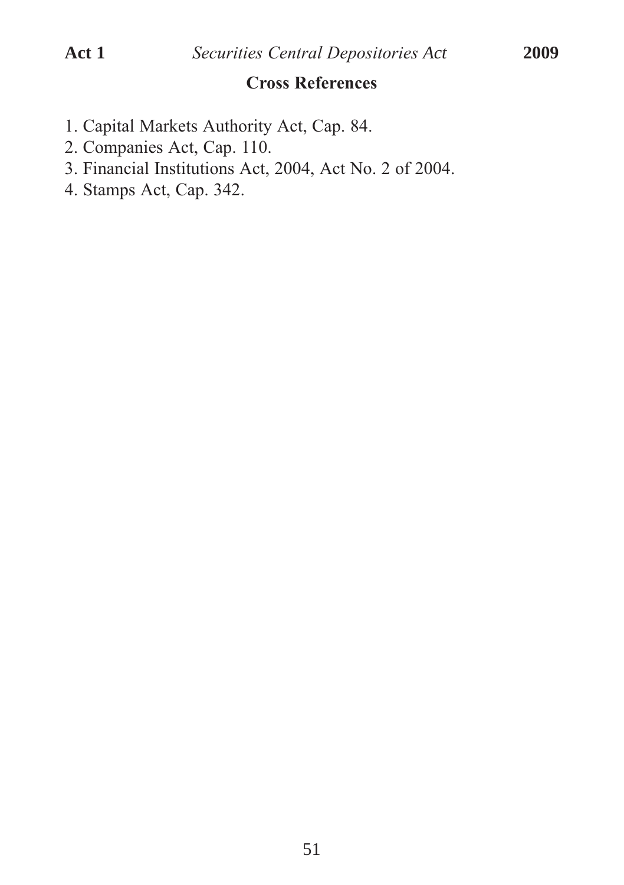## Cross References

1. Capital Markets Authority Act, Cap. 84.
2. Companies Act, Cap. 110.
3. Financial Institutions Act, 2004, Act No. 2 of 2004.
4. Stamps Act, Cap. 342.